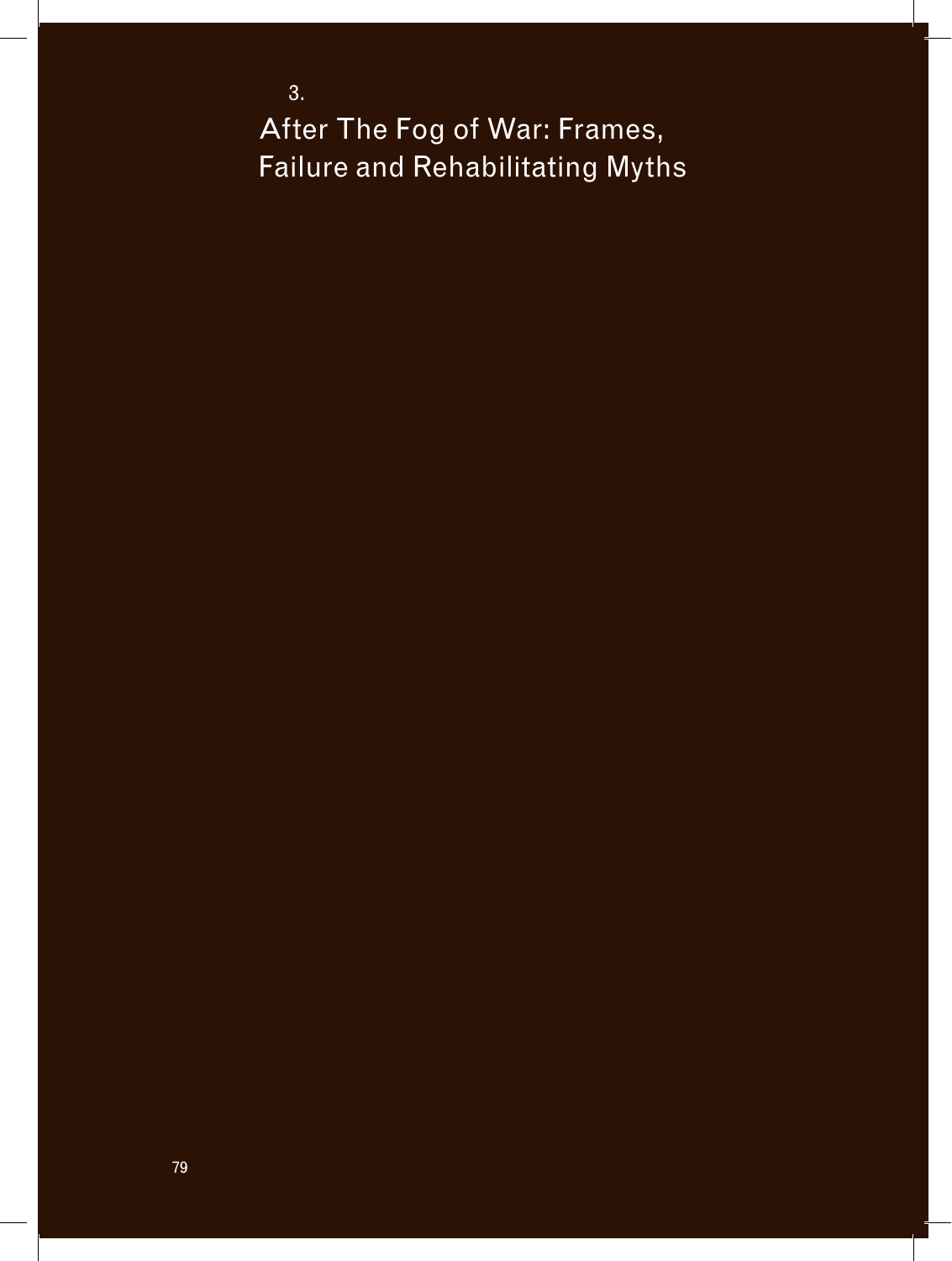# 3.

# After The Fog of War: Frames, Failure and Rehabilitating Myths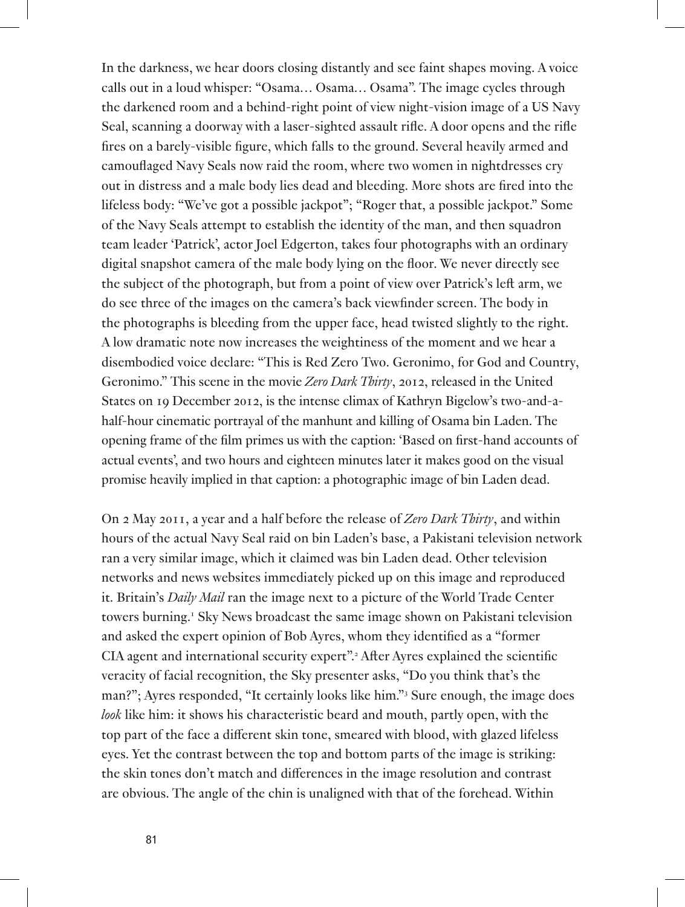In the darkness, we hear doors closing distantly and see faint shapes moving. A voice calls out in a loud whisper: "Osama… Osama… Osama". The image cycles through the darkened room and a behind-right point of view night-vision image of a US Navy Seal, scanning a doorway with a laser-sighted assault rifle. A door opens and the rifle fires on a barely-visible figure, which falls to the ground. Several heavily armed and camouflaged Navy Seals now raid the room, where two women in nightdresses cry out in distress and a male body lies dead and bleeding. More shots are fired into the lifeless body: "We've got a possible jackpot"; "Roger that, a possible jackpot." Some of the Navy Seals attempt to establish the identity of the man, and then squadron team leader 'Patrick', actor Joel Edgerton, takes four photographs with an ordinary digital snapshot camera of the male body lying on the floor. We never directly see the subject of the photograph, but from a point of view over Patrick's left arm, we do see three of the images on the camera's back viewfinder screen. The body in the photographs is bleeding from the upper face, head twisted slightly to the right. A low dramatic note now increases the weightiness of the moment and we hear a disembodied voice declare: "This is Red Zero Two. Geronimo, for God and Country, Geronimo." This scene in the movie *Zero Dark Thirty*, 2012, released in the United States on 19 December 2012, is the intense climax of Kathryn Bigelow's two-and-a-half-hour cinematic portrayal of the manhunt and killing of Osama bin Laden. The opening frame of the film primes us with the caption: 'Based on first-hand accounts of actual events', and two hours and eighteen minutes later it makes good on the visual promise heavily implied in that caption: a photographic image of bin Laden dead.

On 2 May 2011, a year and a half before the release of *Zero Dark Thirty*, and within hours of the actual Navy Seal raid on bin Laden's base, a Pakistani television network ran a very similar image, which it claimed was bin Laden dead. Other television networks and news websites immediately picked up on this image and reproduced it. Britain's *Daily Mail* ran the image next to a picture of the World Trade Center towers burning.[1] Sky News broadcast the same image shown on Pakistani television and asked the expert opinion of Bob Ayres, whom they identified as a "former CIA agent and international security expert".[2] After Ayres explained the scientific veracity of facial recognition, the Sky presenter asks, "Do you think that's the man?"; Ayres responded, "It certainly looks like him."[3] Sure enough, the image does *look* like him: it shows his characteristic beard and mouth, partly open, with the top part of the face a different skin tone, smeared with blood, with glazed lifeless eyes. Yet the contrast between the top and bottom parts of the image is striking: the skin tones don't match and differences in the image resolution and contrast are obvious. The angle of the chin is unaligned with that of the forehead. Within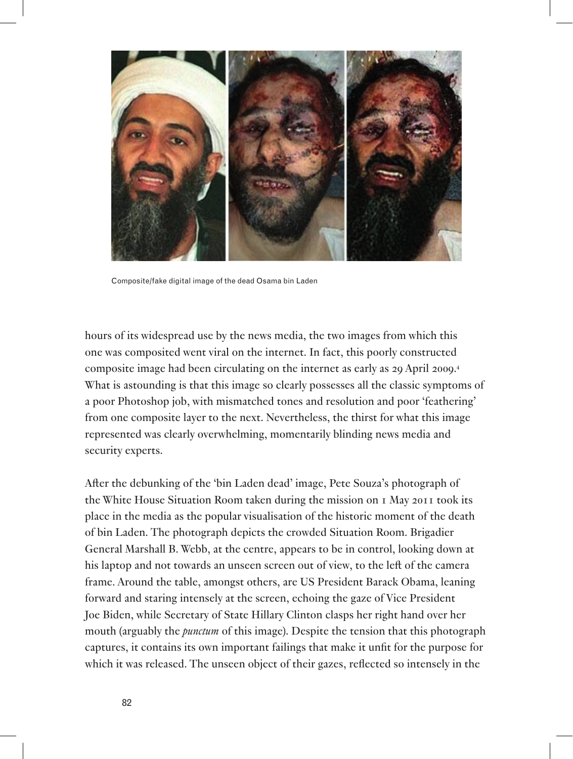Composite/fake digital image of the dead Osama bin Laden

hours of its widespread use by the news media, the two images from which this one was composited went viral on the internet. In fact, this poorly constructed composite image had been circulating on the internet as early as 29 April 2009.[4] What is astounding is that this image so clearly possesses all the classic symptoms of a poor Photoshop job, with mismatched tones and resolution and poor 'feathering' from one composite layer to the next. Nevertheless, the thirst for what this image represented was clearly overwhelming, momentarily blinding news media and security experts.

After the debunking of the 'bin Laden dead' image, Pete Souza's photograph of the White House Situation Room taken during the mission on 1 May 2011 took its place in the media as the popular visualisation of the historic moment of the death of bin Laden. The photograph depicts the crowded Situation Room. Brigadier General Marshall B. Webb, at the centre, appears to be in control, looking down at his laptop and not towards an unseen screen out of view, to the left of the camera frame. Around the table, amongst others, are US President Barack Obama, leaning forward and staring intensely at the screen, echoing the gaze of Vice President Joe Biden, while Secretary of State Hillary Clinton clasps her right hand over her mouth (arguably the *punctum* of this image). Despite the tension that this photograph captures, it contains its own important failings that make it unfit for the purpose for which it was released. The unseen object of their gazes, reflected so intensely in the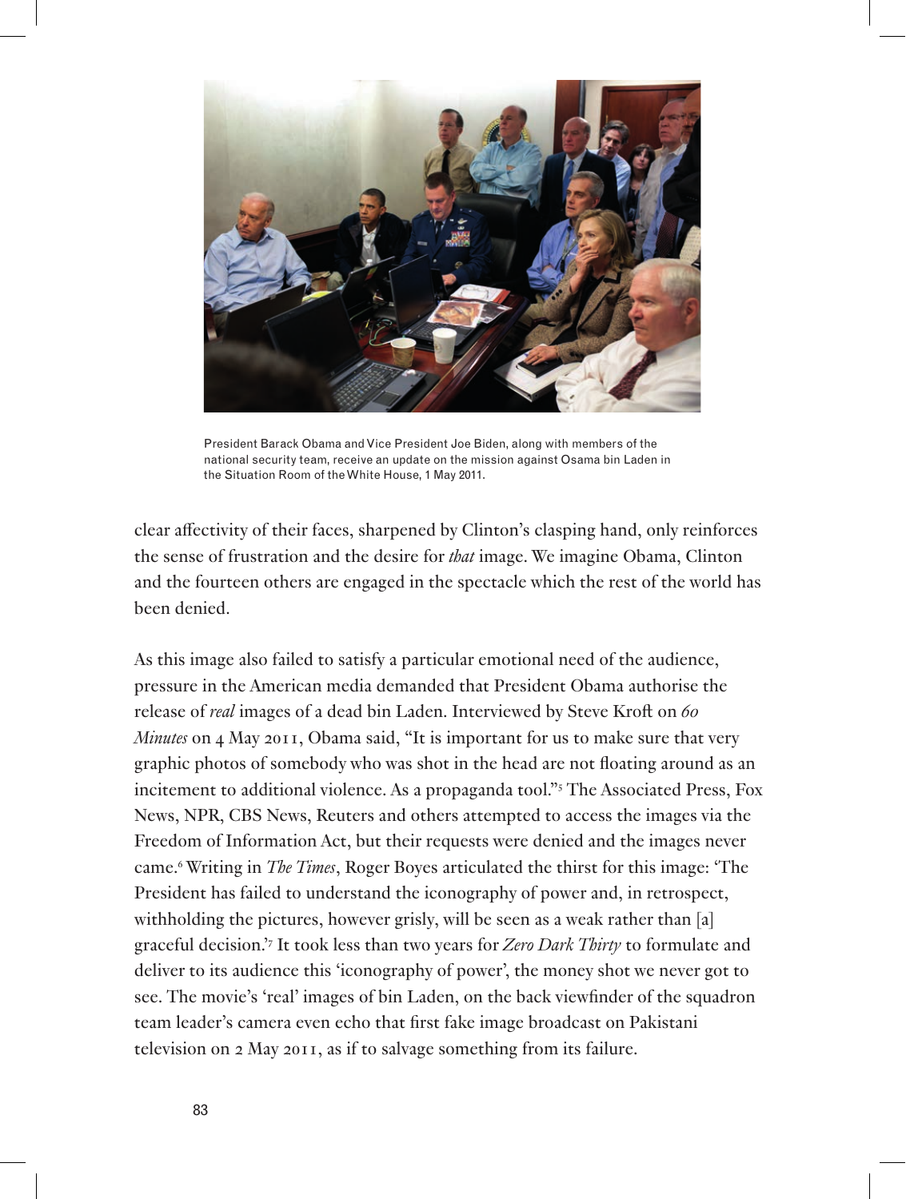President Barack Obama and Vice President Joe Biden, along with members of the national security team, receive an update on the mission against Osama bin Laden in the Situation Room of the White House, 1 May 2011.

clear affectivity of their faces, sharpened by Clinton's clasping hand, only reinforces the sense of frustration and the desire for *that* image. We imagine Obama, Clinton and the fourteen others are engaged in the spectacle which the rest of the world has been denied.

As this image also failed to satisfy a particular emotional need of the audience, pressure in the American media demanded that President Obama authorise the release of *real* images of a dead bin Laden. Interviewed by Steve Kroft on *60 Minutes* on 4 May 2011, Obama said, "It is important for us to make sure that very graphic photos of somebody who was shot in the head are not floating around as an incitement to additional violence. As a propaganda tool."[5] The Associated Press, Fox News, NPR, CBS News, Reuters and others attempted to access the images via the Freedom of Information Act, but their requests were denied and the images never came.[6] Writing in *The Times*, Roger Boyes articulated the thirst for this image: 'The President has failed to understand the iconography of power and, in retrospect, withholding the pictures, however grisly, will be seen as a weak rather than [a] graceful decision.'[7] It took less than two years for *Zero Dark Thirty* to formulate and deliver to its audience this 'iconography of power', the money shot we never got to see. The movie's 'real' images of bin Laden, on the back viewfinder of the squadron team leader's camera even echo that first fake image broadcast on Pakistani television on 2 May 2011, as if to salvage something from its failure.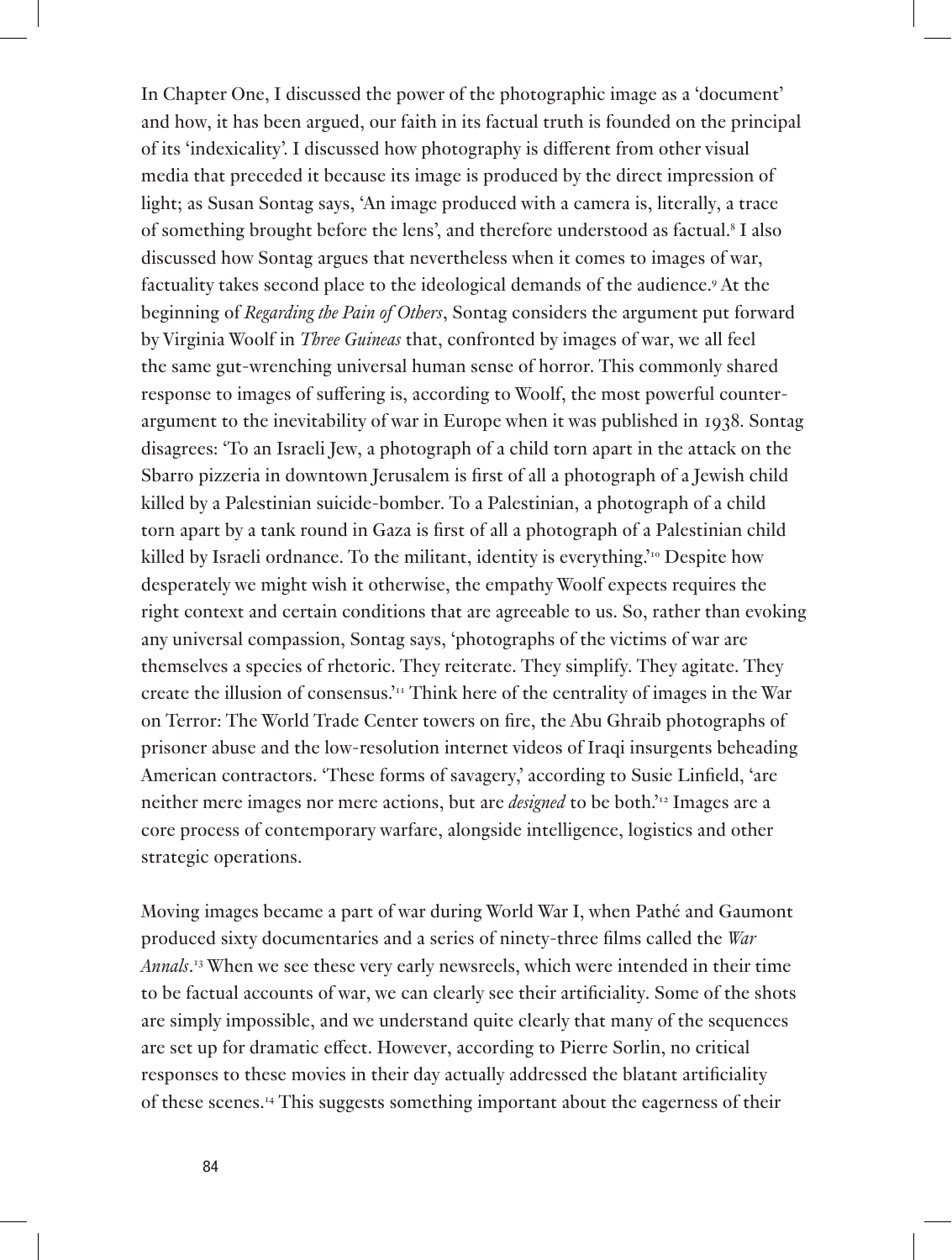In Chapter One, I discussed the power of the photographic image as a 'document' and how, it has been argued, our faith in its factual truth is founded on the principal of its 'indexicality'. I discussed how photography is different from other visual media that preceded it because its image is produced by the direct impression of light; as Susan Sontag says, 'An image produced with a camera is, literally, a trace of something brought before the lens', and therefore understood as factual.[8] I also discussed how Sontag argues that nevertheless when it comes to images of war, factuality takes second place to the ideological demands of the audience.[9] At the beginning of *Regarding the Pain of Others*, Sontag considers the argument put forward by Virginia Woolf in *Three Guineas* that, confronted by images of war, we all feel the same gut-wrenching universal human sense of horror. This commonly shared response to images of suffering is, according to Woolf, the most powerful counter-argument to the inevitability of war in Europe when it was published in 1938. Sontag disagrees: 'To an Israeli Jew, a photograph of a child torn apart in the attack on the Sbarro pizzeria in downtown Jerusalem is first of all a photograph of a Jewish child killed by a Palestinian suicide-bomber. To a Palestinian, a photograph of a child torn apart by a tank round in Gaza is first of all a photograph of a Palestinian child killed by Israeli ordnance. To the militant, identity is everything.'[10] Despite how desperately we might wish it otherwise, the empathy Woolf expects requires the right context and certain conditions that are agreeable to us. So, rather than evoking any universal compassion, Sontag says, 'photographs of the victims of war are themselves a species of rhetoric. They reiterate. They simplify. They agitate. They create the illusion of consensus.'[11] Think here of the centrality of images in the War on Terror: The World Trade Center towers on fire, the Abu Ghraib photographs of prisoner abuse and the low-resolution internet videos of Iraqi insurgents beheading American contractors. 'These forms of savagery,' according to Susie Linfield, 'are neither mere images nor mere actions, but are *designed* to be both.'[12] Images are a core process of contemporary warfare, alongside intelligence, logistics and other strategic operations.

Moving images became a part of war during World War I, when Pathé and Gaumont produced sixty documentaries and a series of ninety-three films called the *War Annals*.[13] When we see these very early newsreels, which were intended in their time to be factual accounts of war, we can clearly see their artificiality. Some of the shots are simply impossible, and we understand quite clearly that many of the sequences are set up for dramatic effect. However, according to Pierre Sorlin, no critical responses to these movies in their day actually addressed the blatant artificiality of these scenes.[14] This suggests something important about the eagerness of their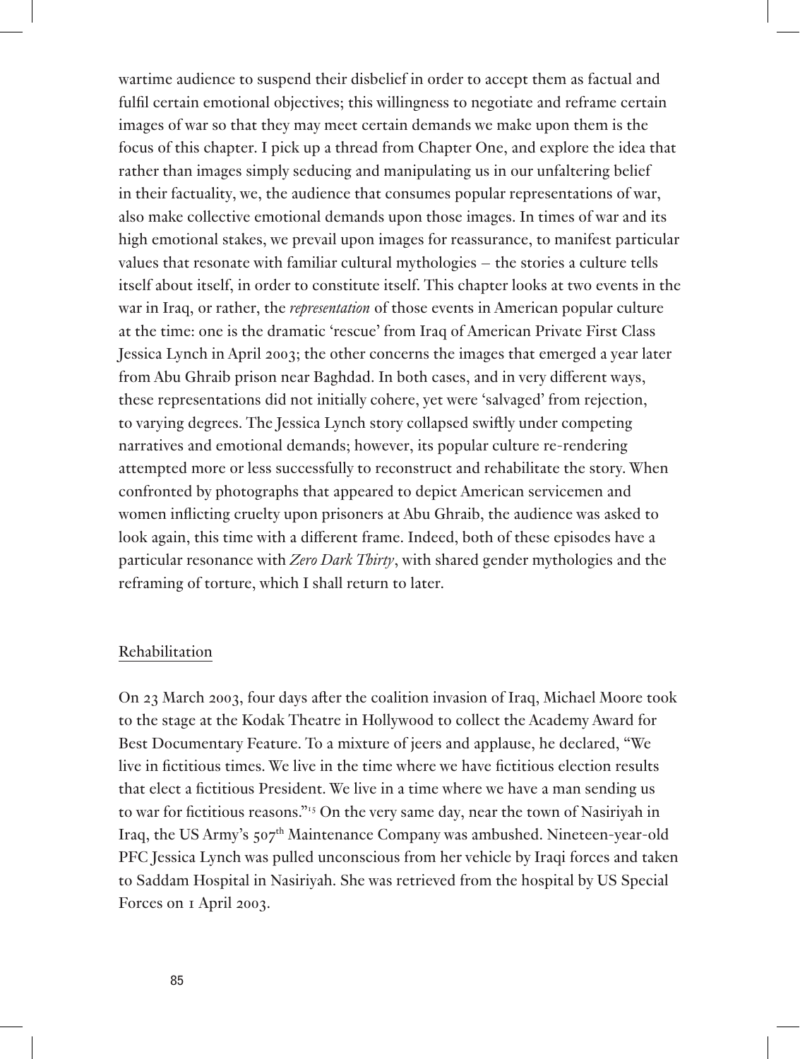wartime audience to suspend their disbelief in order to accept them as factual and fulfil certain emotional objectives; this willingness to negotiate and reframe certain images of war so that they may meet certain demands we make upon them is the focus of this chapter. I pick up a thread from Chapter One, and explore the idea that rather than images simply seducing and manipulating us in our unfaltering belief in their factuality, we, the audience that consumes popular representations of war, also make collective emotional demands upon those images. In times of war and its high emotional stakes, we prevail upon images for reassurance, to manifest particular values that resonate with familiar cultural mythologies – the stories a culture tells itself about itself, in order to constitute itself. This chapter looks at two events in the war in Iraq, or rather, the *representation* of those events in American popular culture at the time: one is the dramatic 'rescue' from Iraq of American Private First Class Jessica Lynch in April 2003; the other concerns the images that emerged a year later from Abu Ghraib prison near Baghdad. In both cases, and in very different ways, these representations did not initially cohere, yet were 'salvaged' from rejection, to varying degrees. The Jessica Lynch story collapsed swiftly under competing narratives and emotional demands; however, its popular culture re-rendering attempted more or less successfully to reconstruct and rehabilitate the story. When confronted by photographs that appeared to depict American servicemen and women inflicting cruelty upon prisoners at Abu Ghraib, the audience was asked to look again, this time with a different frame. Indeed, both of these episodes have a particular resonance with *Zero Dark Thirty*, with shared gender mythologies and the reframing of torture, which I shall return to later.

## Rehabilitation

On 23 March 2003, four days after the coalition invasion of Iraq, Michael Moore took to the stage at the Kodak Theatre in Hollywood to collect the Academy Award for Best Documentary Feature. To a mixture of jeers and applause, he declared, "We live in fictitious times. We live in the time where we have fictitious election results that elect a fictitious President. We live in a time where we have a man sending us to war for fictitious reasons."[15] On the very same day, near the town of Nasiriyah in Iraq, the US Army's 507th Maintenance Company was ambushed. Nineteen-year-old PFC Jessica Lynch was pulled unconscious from her vehicle by Iraqi forces and taken to Saddam Hospital in Nasiriyah. She was retrieved from the hospital by US Special Forces on 1 April 2003.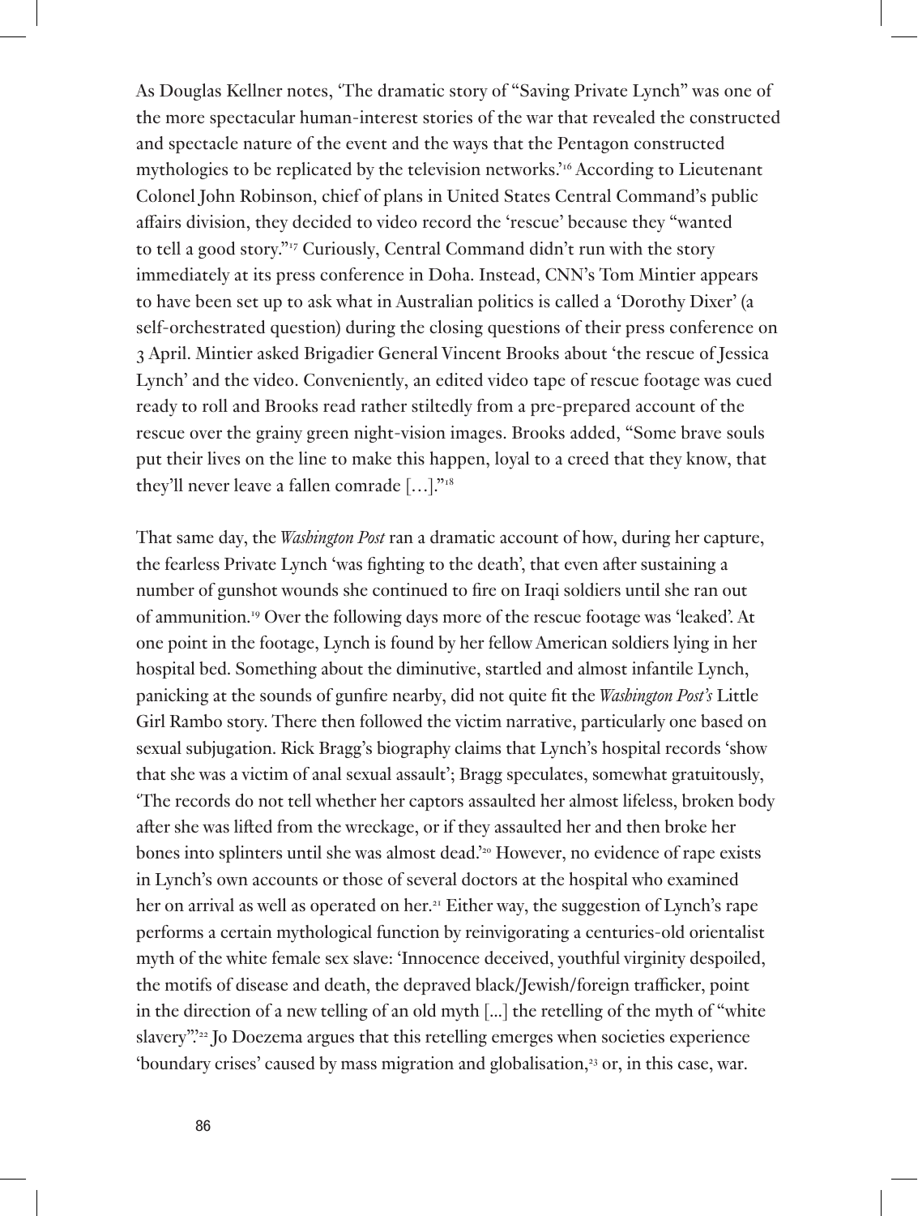As Douglas Kellner notes, 'The dramatic story of "Saving Private Lynch" was one of the more spectacular human-interest stories of the war that revealed the constructed and spectacle nature of the event and the ways that the Pentagon constructed mythologies to be replicated by the television networks.'[16] According to Lieutenant Colonel John Robinson, chief of plans in United States Central Command's public affairs division, they decided to video record the 'rescue' because they "wanted to tell a good story."[17] Curiously, Central Command didn't run with the story immediately at its press conference in Doha. Instead, CNN's Tom Mintier appears to have been set up to ask what in Australian politics is called a 'Dorothy Dixer' (a self-orchestrated question) during the closing questions of their press conference on 3 April. Mintier asked Brigadier General Vincent Brooks about 'the rescue of Jessica Lynch' and the video. Conveniently, an edited video tape of rescue footage was cued ready to roll and Brooks read rather stiltedly from a pre-prepared account of the rescue over the grainy green night-vision images. Brooks added, "Some brave souls put their lives on the line to make this happen, loyal to a creed that they know, that they'll never leave a fallen comrade […]."[18]

That same day, the *Washington Post* ran a dramatic account of how, during her capture, the fearless Private Lynch 'was fighting to the death', that even after sustaining a number of gunshot wounds she continued to fire on Iraqi soldiers until she ran out of ammunition.[19] Over the following days more of the rescue footage was 'leaked'. At one point in the footage, Lynch is found by her fellow American soldiers lying in her hospital bed. Something about the diminutive, startled and almost infantile Lynch, panicking at the sounds of gunfire nearby, did not quite fit the *Washington Post's* Little Girl Rambo story. There then followed the victim narrative, particularly one based on sexual subjugation. Rick Bragg's biography claims that Lynch's hospital records 'show that she was a victim of anal sexual assault'; Bragg speculates, somewhat gratuitously, 'The records do not tell whether her captors assaulted her almost lifeless, broken body after she was lifted from the wreckage, or if they assaulted her and then broke her bones into splinters until she was almost dead.'[20] However, no evidence of rape exists in Lynch's own accounts or those of several doctors at the hospital who examined her on arrival as well as operated on her.[21] Either way, the suggestion of Lynch's rape performs a certain mythological function by reinvigorating a centuries-old orientalist myth of the white female sex slave: 'Innocence deceived, youthful virginity despoiled, the motifs of disease and death, the depraved black/Jewish/foreign trafficker, point in the direction of a new telling of an old myth [...] the retelling of the myth of "white slavery".'[22] Jo Doezema argues that this retelling emerges when societies experience 'boundary crises' caused by mass migration and globalisation,[23] or, in this case, war.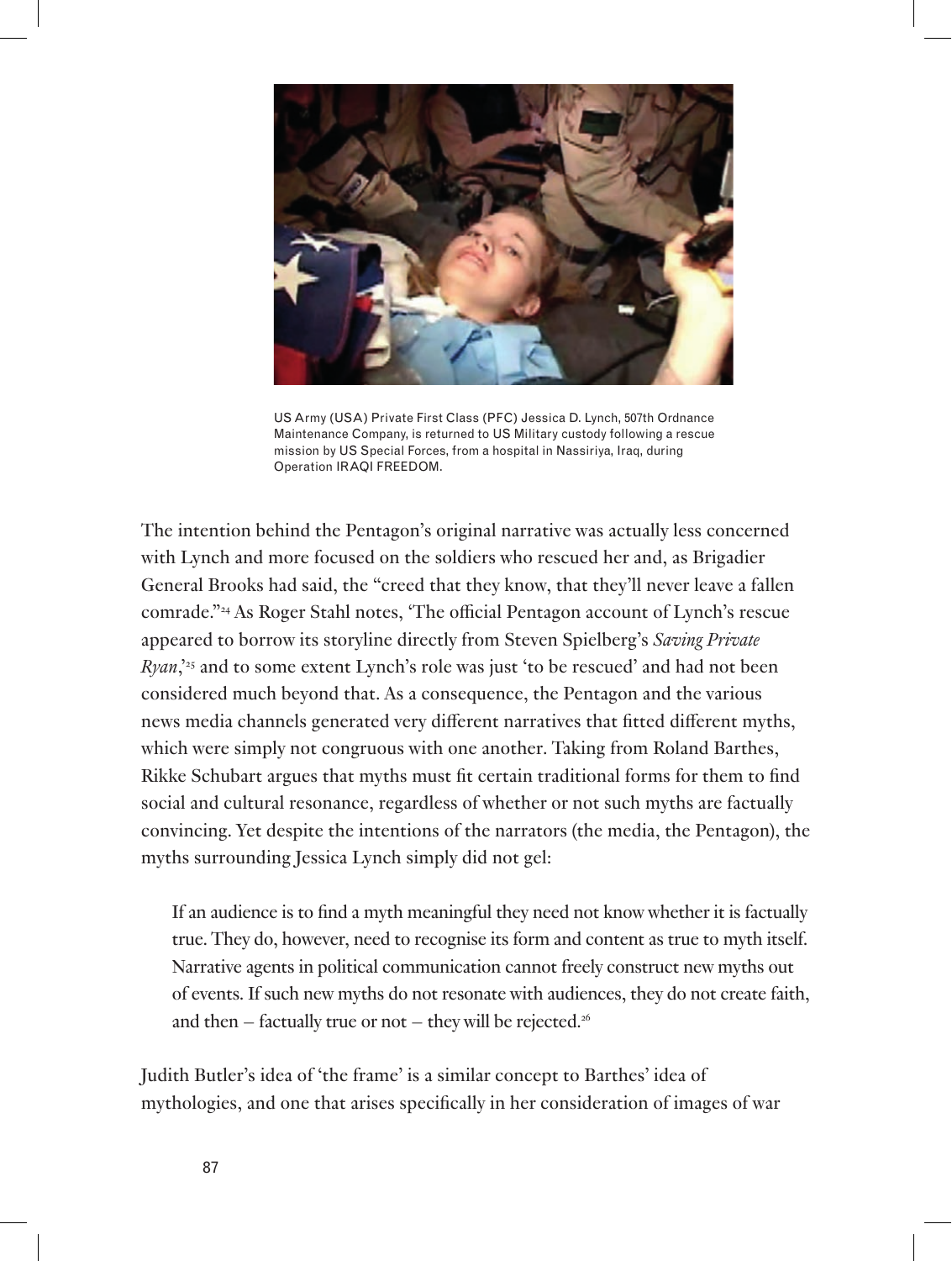US Army (USA) Private First Class (PFC) Jessica D. Lynch, 507th Ordnance Maintenance Company, is returned to US Military custody following a rescue mission by US Special Forces, from a hospital in Nassiriya, Iraq, during Operation IRAQI FREEDOM.

The intention behind the Pentagon's original narrative was actually less concerned with Lynch and more focused on the soldiers who rescued her and, as Brigadier General Brooks had said, the "creed that they know, that they'll never leave a fallen comrade."[24] As Roger Stahl notes, 'The official Pentagon account of Lynch's rescue appeared to borrow its storyline directly from Steven Spielberg's *Saving Private Ryan*,'[25] and to some extent Lynch's role was just 'to be rescued' and had not been considered much beyond that. As a consequence, the Pentagon and the various news media channels generated very different narratives that fitted different myths, which were simply not congruous with one another. Taking from Roland Barthes, Rikke Schubart argues that myths must fit certain traditional forms for them to find social and cultural resonance, regardless of whether or not such myths are factually convincing. Yet despite the intentions of the narrators (the media, the Pentagon), the myths surrounding Jessica Lynch simply did not gel:

> If an audience is to find a myth meaningful they need not know whether it is factually true. They do, however, need to recognise its form and content as true to myth itself. Narrative agents in political communication cannot freely construct new myths out of events. If such new myths do not resonate with audiences, they do not create faith, and then – factually true or not – they will be rejected.[26]

Judith Butler's idea of 'the frame' is a similar concept to Barthes' idea of mythologies, and one that arises specifically in her consideration of images of war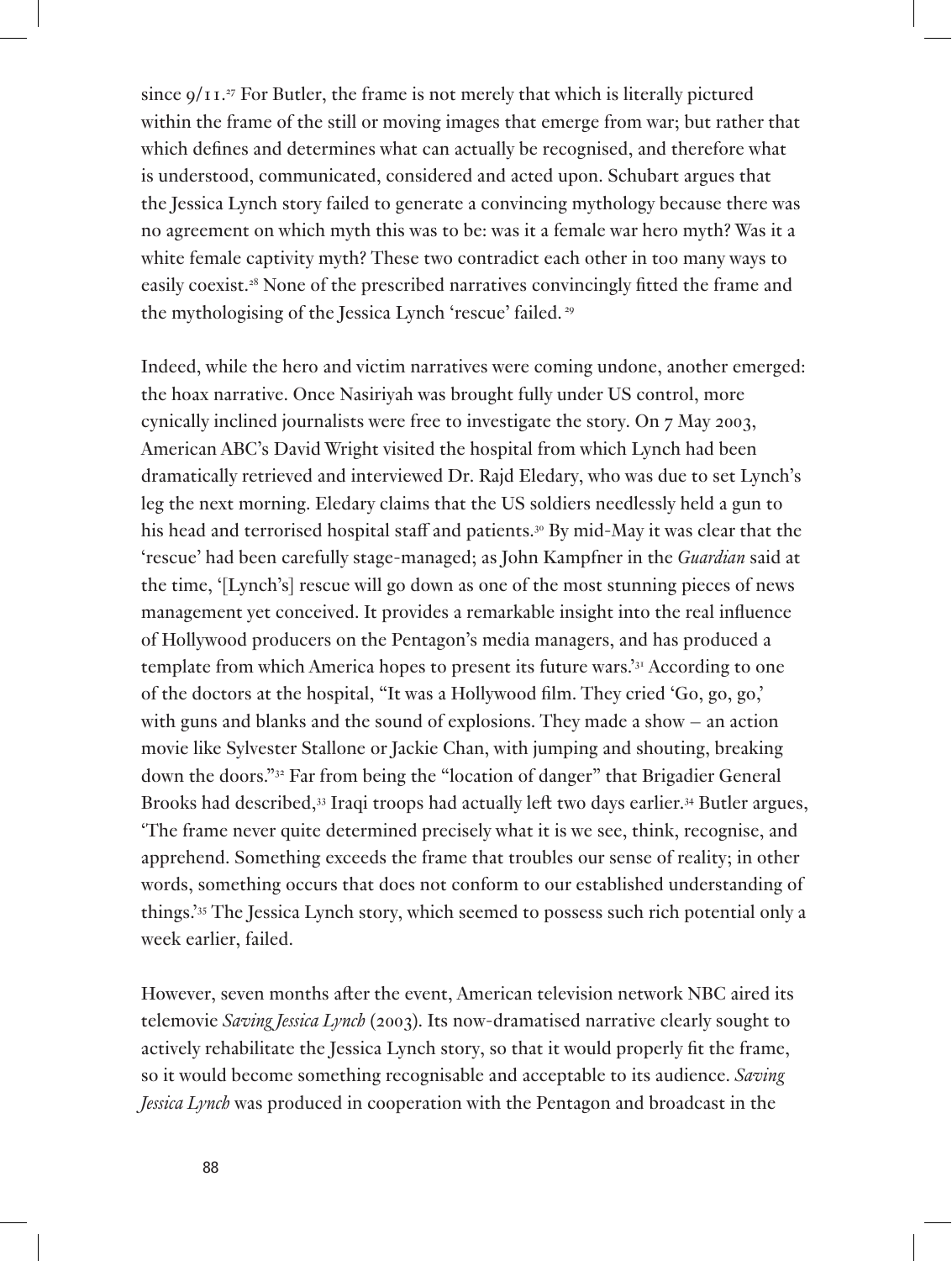since 9/11.[27] For Butler, the frame is not merely that which is literally pictured within the frame of the still or moving images that emerge from war; but rather that which defines and determines what can actually be recognised, and therefore what is understood, communicated, considered and acted upon. Schubart argues that the Jessica Lynch story failed to generate a convincing mythology because there was no agreement on which myth this was to be: was it a female war hero myth? Was it a white female captivity myth? These two contradict each other in too many ways to easily coexist.[28] None of the prescribed narratives convincingly fitted the frame and the mythologising of the Jessica Lynch 'rescue' failed. [29]

Indeed, while the hero and victim narratives were coming undone, another emerged: the hoax narrative. Once Nasiriyah was brought fully under US control, more cynically inclined journalists were free to investigate the story. On 7 May 2003, American ABC's David Wright visited the hospital from which Lynch had been dramatically retrieved and interviewed Dr. Rajd Eledary, who was due to set Lynch's leg the next morning. Eledary claims that the US soldiers needlessly held a gun to his head and terrorised hospital staff and patients.[30] By mid-May it was clear that the 'rescue' had been carefully stage-managed; as John Kampfner in the *Guardian* said at the time, '[Lynch's] rescue will go down as one of the most stunning pieces of news management yet conceived. It provides a remarkable insight into the real influence of Hollywood producers on the Pentagon's media managers, and has produced a template from which America hopes to present its future wars.'[31] According to one of the doctors at the hospital, "It was a Hollywood film. They cried 'Go, go, go,' with guns and blanks and the sound of explosions. They made a show – an action movie like Sylvester Stallone or Jackie Chan, with jumping and shouting, breaking down the doors."[32] Far from being the "location of danger" that Brigadier General Brooks had described,[33] Iraqi troops had actually left two days earlier.[34] Butler argues, 'The frame never quite determined precisely what it is we see, think, recognise, and apprehend. Something exceeds the frame that troubles our sense of reality; in other words, something occurs that does not conform to our established understanding of things.'[35] The Jessica Lynch story, which seemed to possess such rich potential only a week earlier, failed.

However, seven months after the event, American television network NBC aired its telemovie *Saving Jessica Lynch* (2003). Its now-dramatised narrative clearly sought to actively rehabilitate the Jessica Lynch story, so that it would properly fit the frame, so it would become something recognisable and acceptable to its audience. *Saving Jessica Lynch* was produced in cooperation with the Pentagon and broadcast in the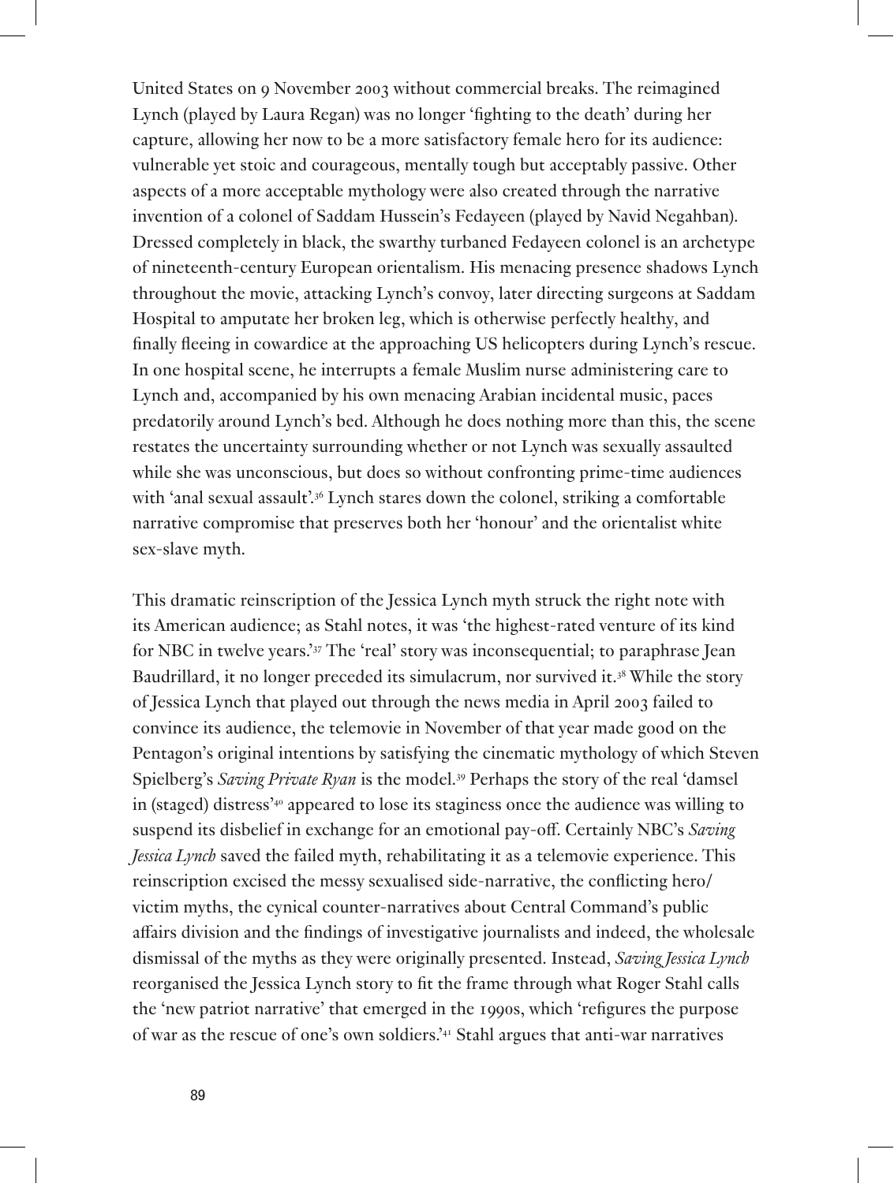United States on 9 November 2003 without commercial breaks. The reimagined Lynch (played by Laura Regan) was no longer 'fighting to the death' during her capture, allowing her now to be a more satisfactory female hero for its audience: vulnerable yet stoic and courageous, mentally tough but acceptably passive. Other aspects of a more acceptable mythology were also created through the narrative invention of a colonel of Saddam Hussein's Fedayeen (played by Navid Negahban). Dressed completely in black, the swarthy turbaned Fedayeen colonel is an archetype of nineteenth-century European orientalism. His menacing presence shadows Lynch throughout the movie, attacking Lynch's convoy, later directing surgeons at Saddam Hospital to amputate her broken leg, which is otherwise perfectly healthy, and finally fleeing in cowardice at the approaching US helicopters during Lynch's rescue. In one hospital scene, he interrupts a female Muslim nurse administering care to Lynch and, accompanied by his own menacing Arabian incidental music, paces predatorily around Lynch's bed. Although he does nothing more than this, the scene restates the uncertainty surrounding whether or not Lynch was sexually assaulted while she was unconscious, but does so without confronting prime-time audiences with 'anal sexual assault'.[36] Lynch stares down the colonel, striking a comfortable narrative compromise that preserves both her 'honour' and the orientalist white sex-slave myth.

This dramatic reinscription of the Jessica Lynch myth struck the right note with its American audience; as Stahl notes, it was 'the highest-rated venture of its kind for NBC in twelve years.'[37] The 'real' story was inconsequential; to paraphrase Jean Baudrillard, it no longer preceded its simulacrum, nor survived it.[38] While the story of Jessica Lynch that played out through the news media in April 2003 failed to convince its audience, the telemovie in November of that year made good on the Pentagon's original intentions by satisfying the cinematic mythology of which Steven Spielberg's *Saving Private Ryan* is the model.[39] Perhaps the story of the real 'damsel in (staged) distress'[40] appeared to lose its staginess once the audience was willing to suspend its disbelief in exchange for an emotional pay-off. Certainly NBC's *Saving Jessica Lynch* saved the failed myth, rehabilitating it as a telemovie experience. This reinscription excised the messy sexualised side-narrative, the conflicting hero/victim myths, the cynical counter-narratives about Central Command's public affairs division and the findings of investigative journalists and indeed, the wholesale dismissal of the myths as they were originally presented. Instead, *Saving Jessica Lynch* reorganised the Jessica Lynch story to fit the frame through what Roger Stahl calls the 'new patriot narrative' that emerged in the 1990s, which 'refigures the purpose of war as the rescue of one's own soldiers.'[41] Stahl argues that anti-war narratives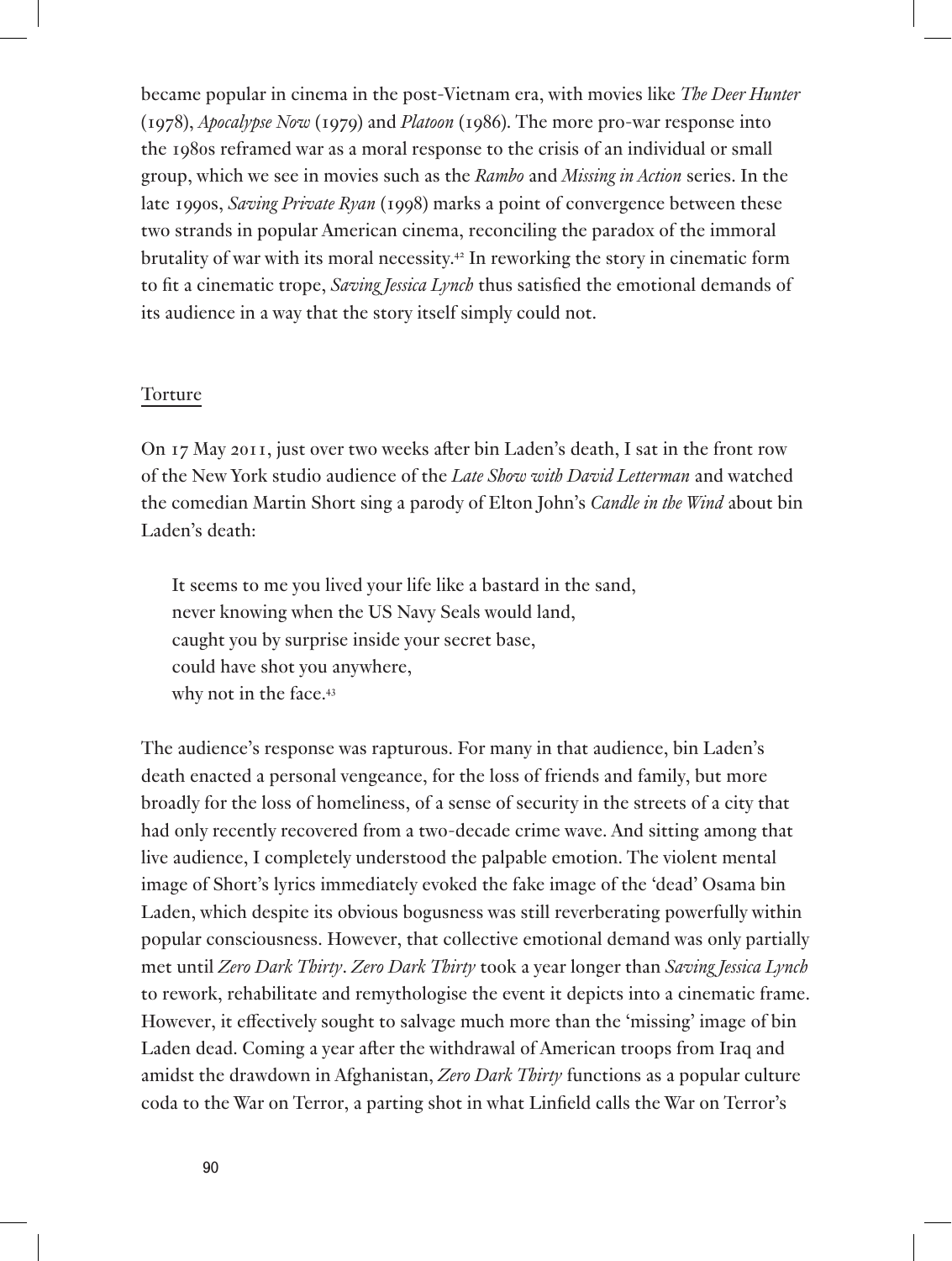became popular in cinema in the post-Vietnam era, with movies like *The Deer Hunter* (1978), *Apocalypse Now* (1979) and *Platoon* (1986). The more pro-war response into the 1980s reframed war as a moral response to the crisis of an individual or small group, which we see in movies such as the *Rambo* and *Missing in Action* series. In the late 1990s, *Saving Private Ryan* (1998) marks a point of convergence between these two strands in popular American cinema, reconciling the paradox of the immoral brutality of war with its moral necessity.[42] In reworking the story in cinematic form to fit a cinematic trope, *Saving Jessica Lynch* thus satisfied the emotional demands of its audience in a way that the story itself simply could not.

## Torture

On 17 May 2011, just over two weeks after bin Laden's death, I sat in the front row of the New York studio audience of the *Late Show with David Letterman* and watched the comedian Martin Short sing a parody of Elton John's *Candle in the Wind* about bin Laden's death:

> It seems to me you lived your life like a bastard in the sand,
> never knowing when the US Navy Seals would land,
> caught you by surprise inside your secret base,
> could have shot you anywhere,
> why not in the face.[43]

The audience's response was rapturous. For many in that audience, bin Laden's death enacted a personal vengeance, for the loss of friends and family, but more broadly for the loss of homeliness, of a sense of security in the streets of a city that had only recently recovered from a two-decade crime wave. And sitting among that live audience, I completely understood the palpable emotion. The violent mental image of Short's lyrics immediately evoked the fake image of the 'dead' Osama bin Laden, which despite its obvious bogusness was still reverberating powerfully within popular consciousness. However, that collective emotional demand was only partially met until *Zero Dark Thirty*. *Zero Dark Thirty* took a year longer than *Saving Jessica Lynch* to rework, rehabilitate and remythologise the event it depicts into a cinematic frame. However, it effectively sought to salvage much more than the 'missing' image of bin Laden dead. Coming a year after the withdrawal of American troops from Iraq and amidst the drawdown in Afghanistan, *Zero Dark Thirty* functions as a popular culture coda to the War on Terror, a parting shot in what Linfield calls the War on Terror's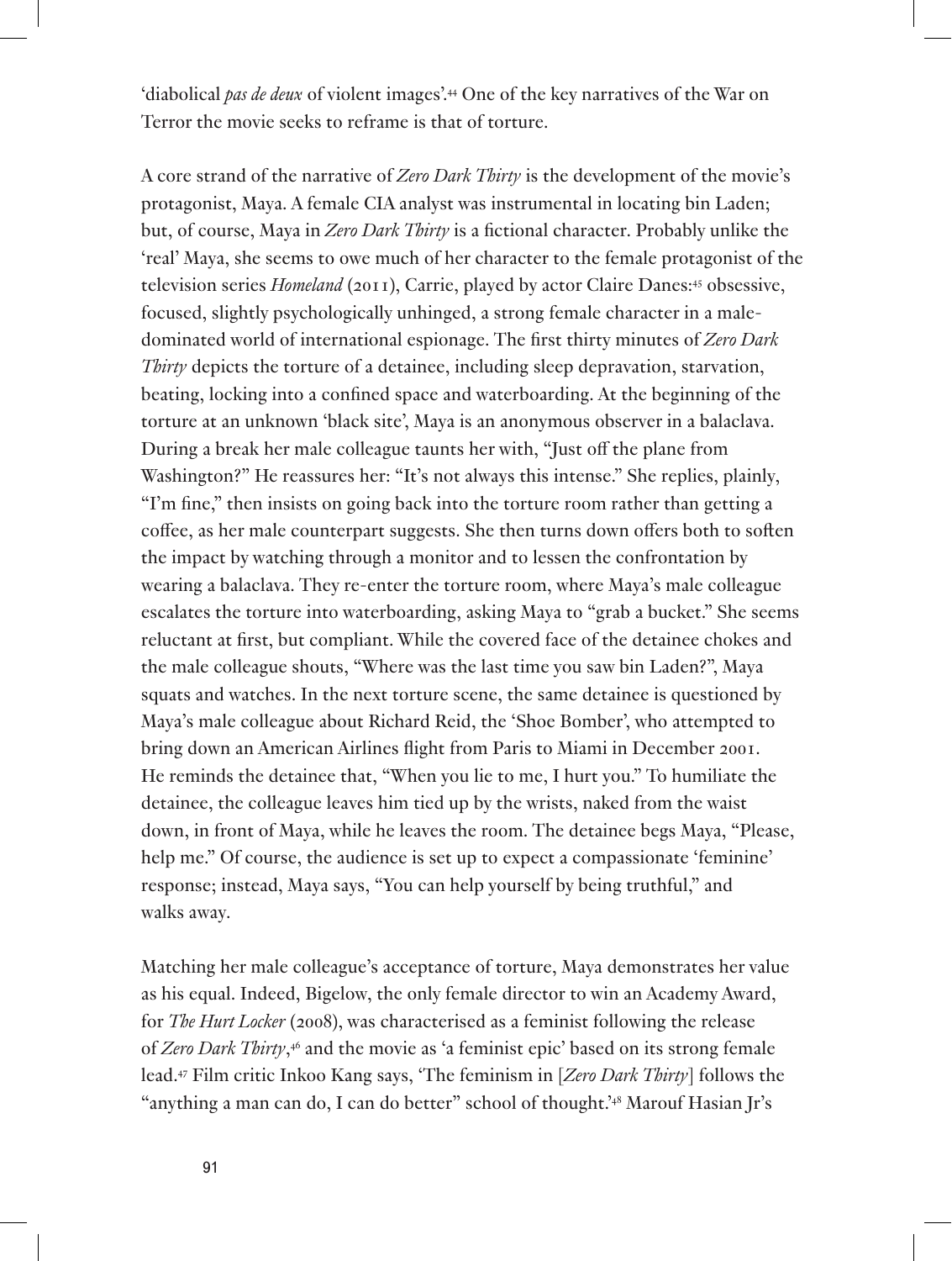'diabolical *pas de deux* of violent images'.[44] One of the key narratives of the War on Terror the movie seeks to reframe is that of torture.

A core strand of the narrative of *Zero Dark Thirty* is the development of the movie's protagonist, Maya. A female CIA analyst was instrumental in locating bin Laden; but, of course, Maya in *Zero Dark Thirty* is a fictional character. Probably unlike the 'real' Maya, she seems to owe much of her character to the female protagonist of the television series *Homeland* (2011), Carrie, played by actor Claire Danes:[45] obsessive, focused, slightly psychologically unhinged, a strong female character in a male-dominated world of international espionage. The first thirty minutes of *Zero Dark Thirty* depicts the torture of a detainee, including sleep depravation, starvation, beating, locking into a confined space and waterboarding. At the beginning of the torture at an unknown 'black site', Maya is an anonymous observer in a balaclava. During a break her male colleague taunts her with, "Just off the plane from Washington?" He reassures her: "It's not always this intense." She replies, plainly, "I'm fine," then insists on going back into the torture room rather than getting a coffee, as her male counterpart suggests. She then turns down offers both to soften the impact by watching through a monitor and to lessen the confrontation by wearing a balaclava. They re-enter the torture room, where Maya's male colleague escalates the torture into waterboarding, asking Maya to "grab a bucket." She seems reluctant at first, but compliant. While the covered face of the detainee chokes and the male colleague shouts, "Where was the last time you saw bin Laden?", Maya squats and watches. In the next torture scene, the same detainee is questioned by Maya's male colleague about Richard Reid, the 'Shoe Bomber', who attempted to bring down an American Airlines flight from Paris to Miami in December 2001. He reminds the detainee that, "When you lie to me, I hurt you." To humiliate the detainee, the colleague leaves him tied up by the wrists, naked from the waist down, in front of Maya, while he leaves the room. The detainee begs Maya, "Please, help me." Of course, the audience is set up to expect a compassionate 'feminine' response; instead, Maya says, "You can help yourself by being truthful," and walks away.

Matching her male colleague's acceptance of torture, Maya demonstrates her value as his equal. Indeed, Bigelow, the only female director to win an Academy Award, for *The Hurt Locker* (2008), was characterised as a feminist following the release of *Zero Dark Thirty*,[46] and the movie as 'a feminist epic' based on its strong female lead.[47] Film critic Inkoo Kang says, 'The feminism in [*Zero Dark Thirty*] follows the "anything a man can do, I can do better" school of thought.'[48] Marouf Hasian Jr's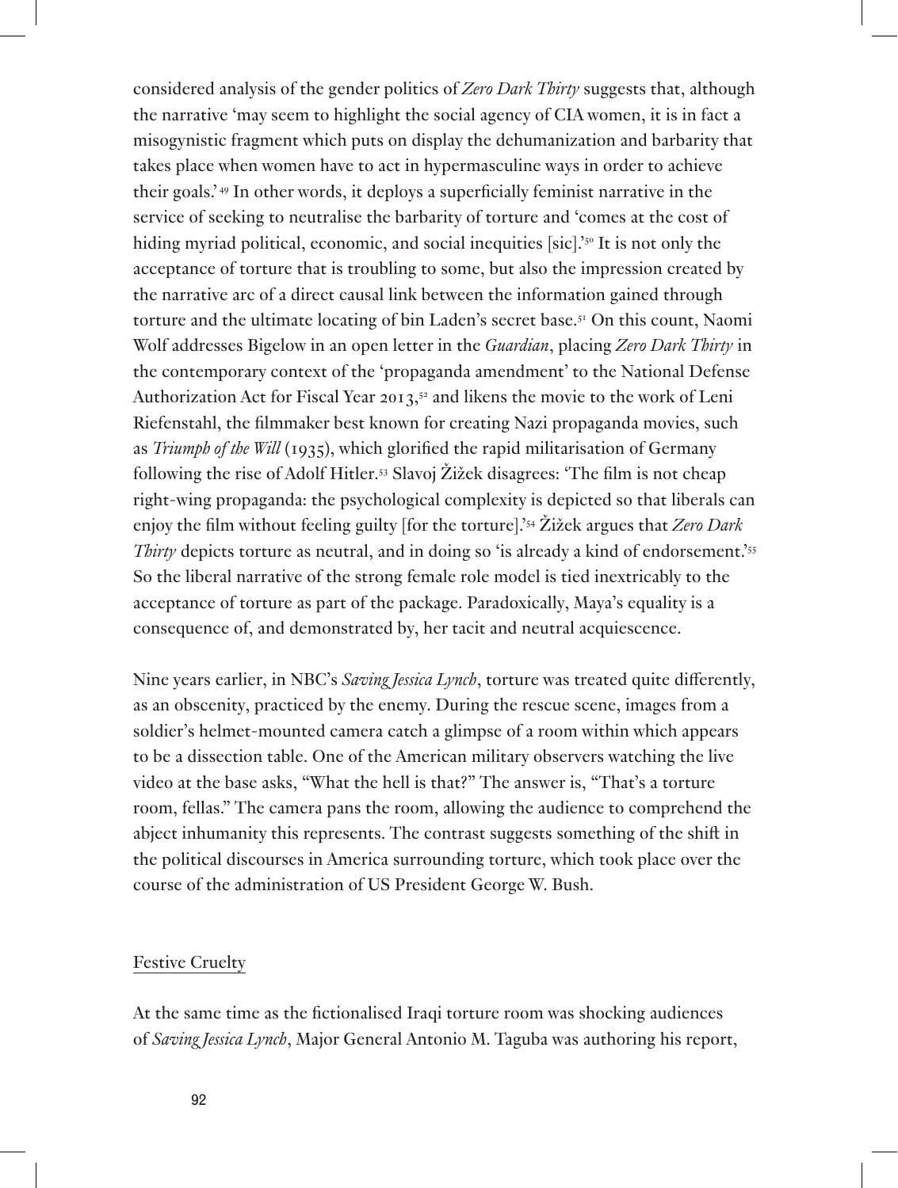considered analysis of the gender politics of *Zero Dark Thirty* suggests that, although the narrative 'may seem to highlight the social agency of CIA women, it is in fact a misogynistic fragment which puts on display the dehumanization and barbarity that takes place when women have to act in hypermasculine ways in order to achieve their goals.'[49] In other words, it deploys a superficially feminist narrative in the service of seeking to neutralise the barbarity of torture and 'comes at the cost of hiding myriad political, economic, and social inequities [sic].'[50] It is not only the acceptance of torture that is troubling to some, but also the impression created by the narrative arc of a direct causal link between the information gained through torture and the ultimate locating of bin Laden's secret base.[51] On this count, Naomi Wolf addresses Bigelow in an open letter in the *Guardian*, placing *Zero Dark Thirty* in the contemporary context of the 'propaganda amendment' to the National Defense Authorization Act for Fiscal Year 2013,[52] and likens the movie to the work of Leni Riefenstahl, the filmmaker best known for creating Nazi propaganda movies, such as *Triumph of the Will* (1935), which glorified the rapid militarisation of Germany following the rise of Adolf Hitler.[53] Slavoj Žižek disagrees: 'The film is not cheap right-wing propaganda: the psychological complexity is depicted so that liberals can enjoy the film without feeling guilty [for the torture].'[54] Žižek argues that *Zero Dark Thirty* depicts torture as neutral, and in doing so 'is already a kind of endorsement.'[55] So the liberal narrative of the strong female role model is tied inextricably to the acceptance of torture as part of the package. Paradoxically, Maya's equality is a consequence of, and demonstrated by, her tacit and neutral acquiescence.

Nine years earlier, in NBC's *Saving Jessica Lynch*, torture was treated quite differently, as an obscenity, practiced by the enemy. During the rescue scene, images from a soldier's helmet-mounted camera catch a glimpse of a room within which appears to be a dissection table. One of the American military observers watching the live video at the base asks, "What the hell is that?" The answer is, "That's a torture room, fellas." The camera pans the room, allowing the audience to comprehend the abject inhumanity this represents. The contrast suggests something of the shift in the political discourses in America surrounding torture, which took place over the course of the administration of US President George W. Bush.

## Festive Cruelty

At the same time as the fictionalised Iraqi torture room was shocking audiences of *Saving Jessica Lynch*, Major General Antonio M. Taguba was authoring his report,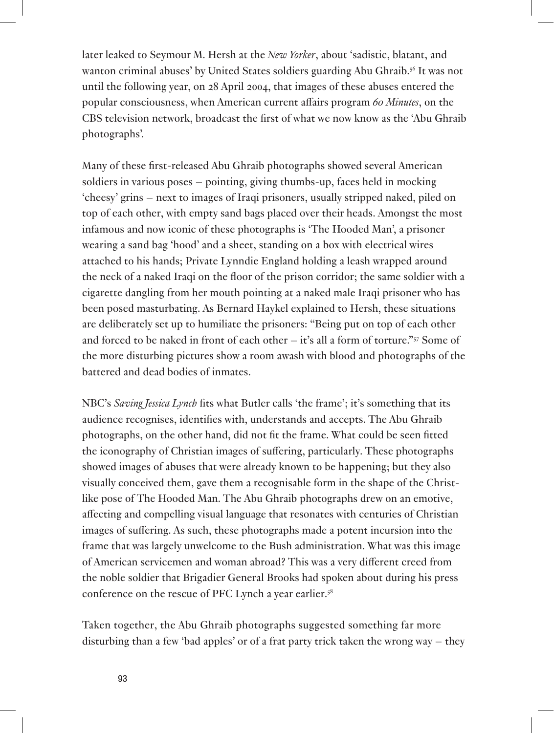later leaked to Seymour M. Hersh at the *New Yorker*, about 'sadistic, blatant, and wanton criminal abuses' by United States soldiers guarding Abu Ghraib.[56] It was not until the following year, on 28 April 2004, that images of these abuses entered the popular consciousness, when American current affairs program *60 Minutes*, on the CBS television network, broadcast the first of what we now know as the 'Abu Ghraib photographs'.

Many of these first-released Abu Ghraib photographs showed several American soldiers in various poses – pointing, giving thumbs-up, faces held in mocking 'cheesy' grins – next to images of Iraqi prisoners, usually stripped naked, piled on top of each other, with empty sand bags placed over their heads. Amongst the most infamous and now iconic of these photographs is 'The Hooded Man', a prisoner wearing a sand bag 'hood' and a sheet, standing on a box with electrical wires attached to his hands; Private Lynndie England holding a leash wrapped around the neck of a naked Iraqi on the floor of the prison corridor; the same soldier with a cigarette dangling from her mouth pointing at a naked male Iraqi prisoner who has been posed masturbating. As Bernard Haykel explained to Hersh, these situations are deliberately set up to humiliate the prisoners: "Being put on top of each other and forced to be naked in front of each other – it's all a form of torture."[57] Some of the more disturbing pictures show a room awash with blood and photographs of the battered and dead bodies of inmates.

NBC's *Saving Jessica Lynch* fits what Butler calls 'the frame'; it's something that its audience recognises, identifies with, understands and accepts. The Abu Ghraib photographs, on the other hand, did not fit the frame. What could be seen fitted the iconography of Christian images of suffering, particularly. These photographs showed images of abuses that were already known to be happening; but they also visually conceived them, gave them a recognisable form in the shape of the Christ-like pose of The Hooded Man. The Abu Ghraib photographs drew on an emotive, affecting and compelling visual language that resonates with centuries of Christian images of suffering. As such, these photographs made a potent incursion into the frame that was largely unwelcome to the Bush administration. What was this image of American servicemen and woman abroad? This was a very different creed from the noble soldier that Brigadier General Brooks had spoken about during his press conference on the rescue of PFC Lynch a year earlier.[58]

Taken together, the Abu Ghraib photographs suggested something far more disturbing than a few 'bad apples' or of a frat party trick taken the wrong way – they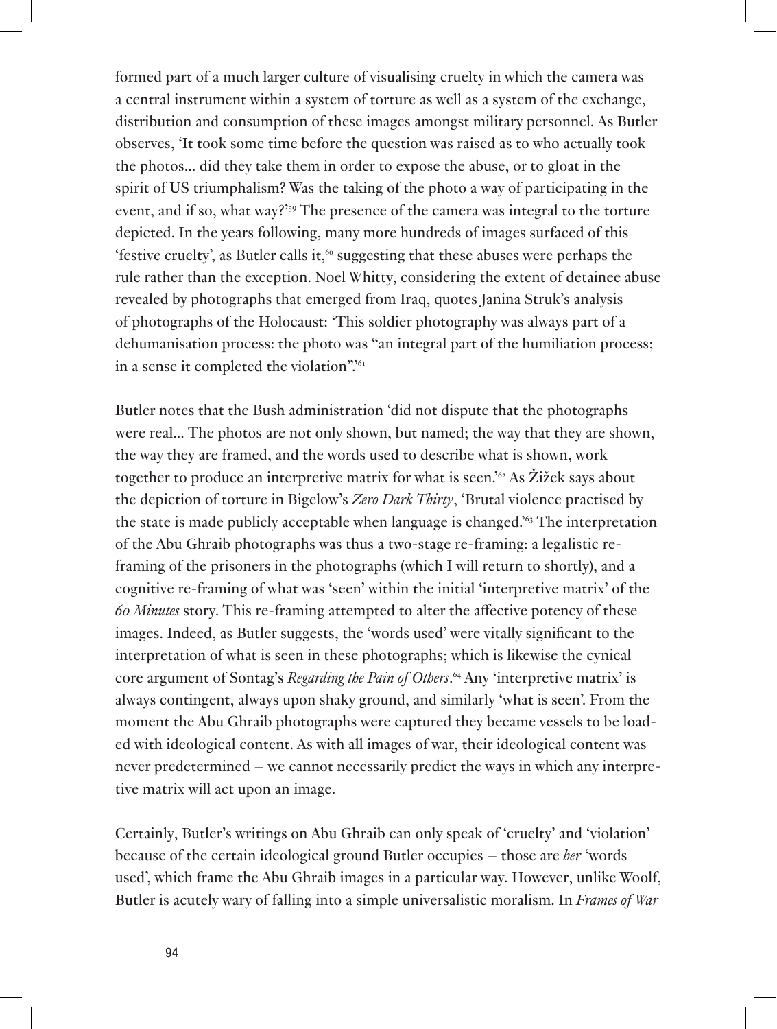formed part of a much larger culture of visualising cruelty in which the camera was a central instrument within a system of torture as well as a system of the exchange, distribution and consumption of these images amongst military personnel. As Butler observes, 'It took some time before the question was raised as to who actually took the photos... did they take them in order to expose the abuse, or to gloat in the spirit of US triumphalism? Was the taking of the photo a way of participating in the event, and if so, what way?'[59] The presence of the camera was integral to the torture depicted. In the years following, many more hundreds of images surfaced of this 'festive cruelty', as Butler calls it,[60] suggesting that these abuses were perhaps the rule rather than the exception. Noel Whitty, considering the extent of detainee abuse revealed by photographs that emerged from Iraq, quotes Janina Struk's analysis of photographs of the Holocaust: 'This soldier photography was always part of a dehumanisation process: the photo was "an integral part of the humiliation process; in a sense it completed the violation".'[61]

Butler notes that the Bush administration 'did not dispute that the photographs were real... The photos are not only shown, but named; the way that they are shown, the way they are framed, and the words used to describe what is shown, work together to produce an interpretive matrix for what is seen.'[62] As Žižek says about the depiction of torture in Bigelow's *Zero Dark Thirty*, 'Brutal violence practised by the state is made publicly acceptable when language is changed.'[63] The interpretation of the Abu Ghraib photographs was thus a two-stage re-framing: a legalistic re-framing of the prisoners in the photographs (which I will return to shortly), and a cognitive re-framing of what was 'seen' within the initial 'interpretive matrix' of the *60 Minutes* story. This re-framing attempted to alter the affective potency of these images. Indeed, as Butler suggests, the 'words used' were vitally significant to the interpretation of what is seen in these photographs; which is likewise the cynical core argument of Sontag's *Regarding the Pain of Others*.[64] Any 'interpretive matrix' is always contingent, always upon shaky ground, and similarly 'what is seen'. From the moment the Abu Ghraib photographs were captured they became vessels to be loaded with ideological content. As with all images of war, their ideological content was never predetermined – we cannot necessarily predict the ways in which any interpretive matrix will act upon an image.

Certainly, Butler's writings on Abu Ghraib can only speak of 'cruelty' and 'violation' because of the certain ideological ground Butler occupies – those are *her* 'words used', which frame the Abu Ghraib images in a particular way. However, unlike Woolf, Butler is acutely wary of falling into a simple universalistic moralism. In *Frames of War*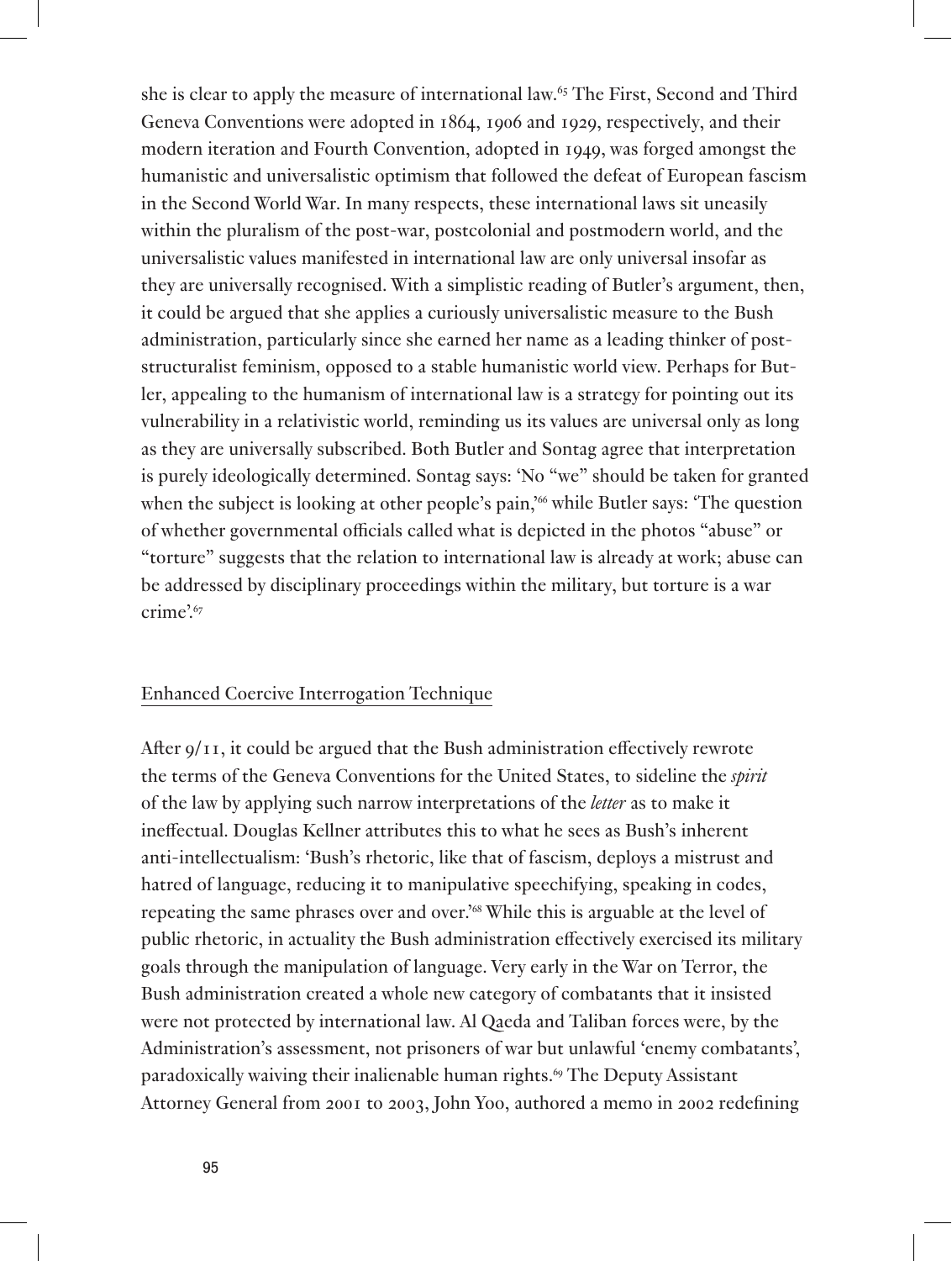she is clear to apply the measure of international law.[65] The First, Second and Third Geneva Conventions were adopted in 1864, 1906 and 1929, respectively, and their modern iteration and Fourth Convention, adopted in 1949, was forged amongst the humanistic and universalistic optimism that followed the defeat of European fascism in the Second World War. In many respects, these international laws sit uneasily within the pluralism of the post-war, postcolonial and postmodern world, and the universalistic values manifested in international law are only universal insofar as they are universally recognised. With a simplistic reading of Butler's argument, then, it could be argued that she applies a curiously universalistic measure to the Bush administration, particularly since she earned her name as a leading thinker of post-structuralist feminism, opposed to a stable humanistic world view. Perhaps for Butler, appealing to the humanism of international law is a strategy for pointing out its vulnerability in a relativistic world, reminding us its values are universal only as long as they are universally subscribed. Both Butler and Sontag agree that interpretation is purely ideologically determined. Sontag says: 'No "we" should be taken for granted when the subject is looking at other people's pain,'[66] while Butler says: 'The question of whether governmental officials called what is depicted in the photos "abuse" or "torture" suggests that the relation to international law is already at work; abuse can be addressed by disciplinary proceedings within the military, but torture is a war crime'.[67]

## Enhanced Coercive Interrogation Technique

After 9/11, it could be argued that the Bush administration effectively rewrote the terms of the Geneva Conventions for the United States, to sideline the *spirit* of the law by applying such narrow interpretations of the *letter* as to make it ineffectual. Douglas Kellner attributes this to what he sees as Bush's inherent anti-intellectualism: 'Bush's rhetoric, like that of fascism, deploys a mistrust and hatred of language, reducing it to manipulative speechifying, speaking in codes, repeating the same phrases over and over.'[68] While this is arguable at the level of public rhetoric, in actuality the Bush administration effectively exercised its military goals through the manipulation of language. Very early in the War on Terror, the Bush administration created a whole new category of combatants that it insisted were not protected by international law. Al Qaeda and Taliban forces were, by the Administration's assessment, not prisoners of war but unlawful 'enemy combatants', paradoxically waiving their inalienable human rights.[69] The Deputy Assistant Attorney General from 2001 to 2003, John Yoo, authored a memo in 2002 redefining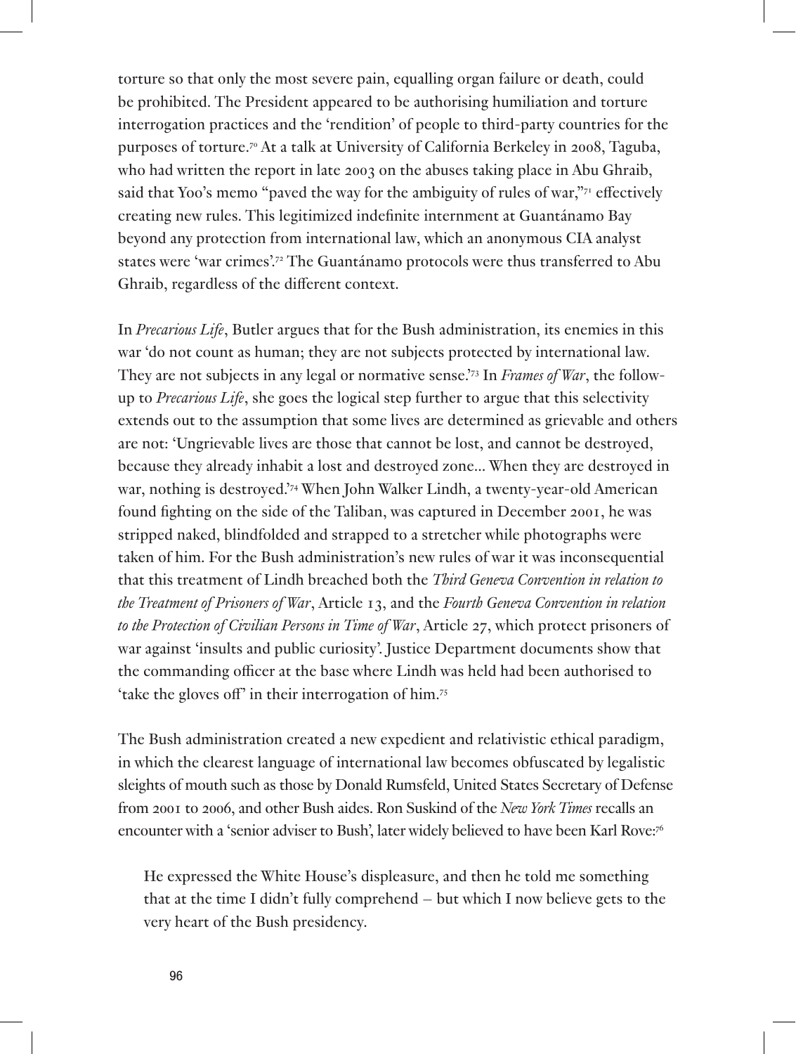torture so that only the most severe pain, equalling organ failure or death, could be prohibited. The President appeared to be authorising humiliation and torture interrogation practices and the 'rendition' of people to third-party countries for the purposes of torture.[70] At a talk at University of California Berkeley in 2008, Taguba, who had written the report in late 2003 on the abuses taking place in Abu Ghraib, said that Yoo's memo "paved the way for the ambiguity of rules of war,"[71] effectively creating new rules. This legitimized indefinite internment at Guantánamo Bay beyond any protection from international law, which an anonymous CIA analyst states were 'war crimes'.[72] The Guantánamo protocols were thus transferred to Abu Ghraib, regardless of the different context.

In *Precarious Life*, Butler argues that for the Bush administration, its enemies in this war 'do not count as human; they are not subjects protected by international law. They are not subjects in any legal or normative sense.'[73] In *Frames of War*, the follow-up to *Precarious Life*, she goes the logical step further to argue that this selectivity extends out to the assumption that some lives are determined as grievable and others are not: 'Ungrievable lives are those that cannot be lost, and cannot be destroyed, because they already inhabit a lost and destroyed zone... When they are destroyed in war, nothing is destroyed.'[74] When John Walker Lindh, a twenty-year-old American found fighting on the side of the Taliban, was captured in December 2001, he was stripped naked, blindfolded and strapped to a stretcher while photographs were taken of him. For the Bush administration's new rules of war it was inconsequential that this treatment of Lindh breached both the *Third Geneva Convention in relation to the Treatment of Prisoners of War*, Article 13, and the *Fourth Geneva Convention in relation to the Protection of Civilian Persons in Time of War*, Article 27, which protect prisoners of war against 'insults and public curiosity'. Justice Department documents show that the commanding officer at the base where Lindh was held had been authorised to 'take the gloves off' in their interrogation of him.[75]

The Bush administration created a new expedient and relativistic ethical paradigm, in which the clearest language of international law becomes obfuscated by legalistic sleights of mouth such as those by Donald Rumsfeld, United States Secretary of Defense from 2001 to 2006, and other Bush aides. Ron Suskind of the *New York Times* recalls an encounter with a 'senior adviser to Bush', later widely believed to have been Karl Rove:[76]

> He expressed the White House's displeasure, and then he told me something that at the time I didn't fully comprehend – but which I now believe gets to the very heart of the Bush presidency.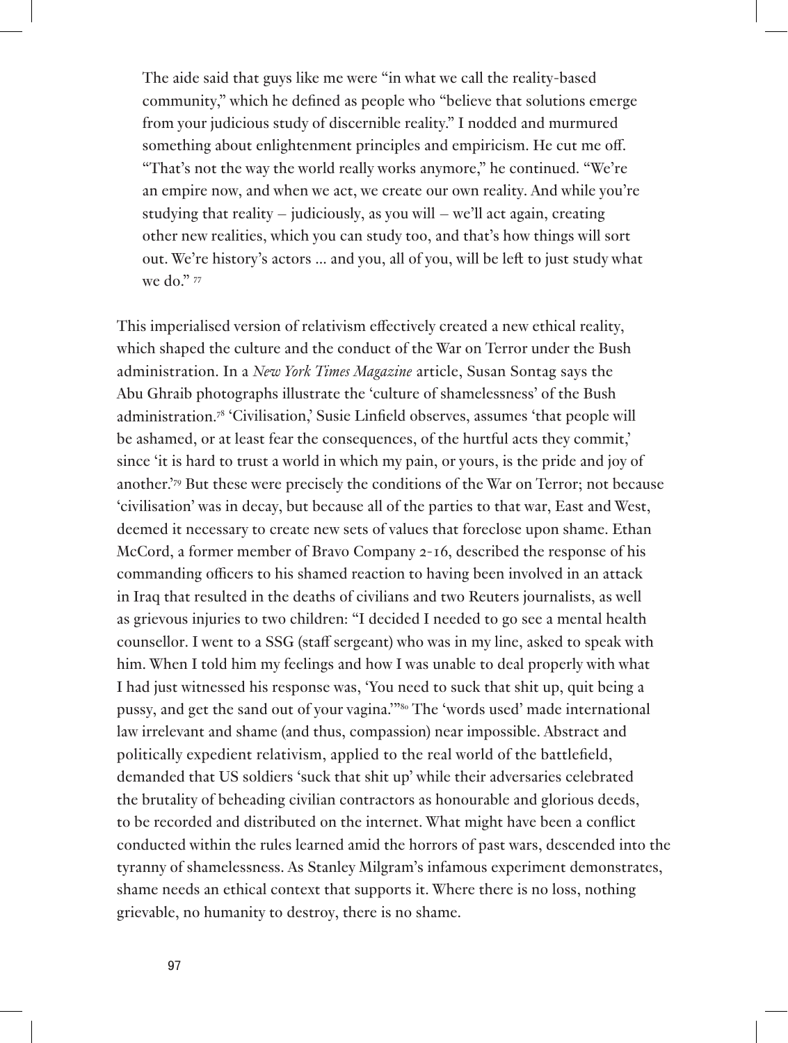> The aide said that guys like me were "in what we call the reality-based community," which he defined as people who "believe that solutions emerge from your judicious study of discernible reality." I nodded and murmured something about enlightenment principles and empiricism. He cut me off. "That's not the way the world really works anymore," he continued. "We're an empire now, and when we act, we create our own reality. And while you're studying that reality – judiciously, as you will – we'll act again, creating other new realities, which you can study too, and that's how things will sort out. We're history's actors … and you, all of you, will be left to just study what we do." [77]

This imperialised version of relativism effectively created a new ethical reality, which shaped the culture and the conduct of the War on Terror under the Bush administration. In a *New York Times Magazine* article, Susan Sontag says the Abu Ghraib photographs illustrate the 'culture of shamelessness' of the Bush administration.[78] 'Civilisation,' Susie Linfield observes, assumes 'that people will be ashamed, or at least fear the consequences, of the hurtful acts they commit,' since 'it is hard to trust a world in which my pain, or yours, is the pride and joy of another.'[79] But these were precisely the conditions of the War on Terror; not because 'civilisation' was in decay, but because all of the parties to that war, East and West, deemed it necessary to create new sets of values that foreclose upon shame. Ethan McCord, a former member of Bravo Company 2-16, described the response of his commanding officers to his shamed reaction to having been involved in an attack in Iraq that resulted in the deaths of civilians and two Reuters journalists, as well as grievous injuries to two children: "I decided I needed to go see a mental health counsellor. I went to a SSG (staff sergeant) who was in my line, asked to speak with him. When I told him my feelings and how I was unable to deal properly with what I had just witnessed his response was, 'You need to suck that shit up, quit being a pussy, and get the sand out of your vagina.'"[80] The 'words used' made international law irrelevant and shame (and thus, compassion) near impossible. Abstract and politically expedient relativism, applied to the real world of the battlefield, demanded that US soldiers 'suck that shit up' while their adversaries celebrated the brutality of beheading civilian contractors as honourable and glorious deeds, to be recorded and distributed on the internet. What might have been a conflict conducted within the rules learned amid the horrors of past wars, descended into the tyranny of shamelessness. As Stanley Milgram's infamous experiment demonstrates, shame needs an ethical context that supports it. Where there is no loss, nothing grievable, no humanity to destroy, there is no shame.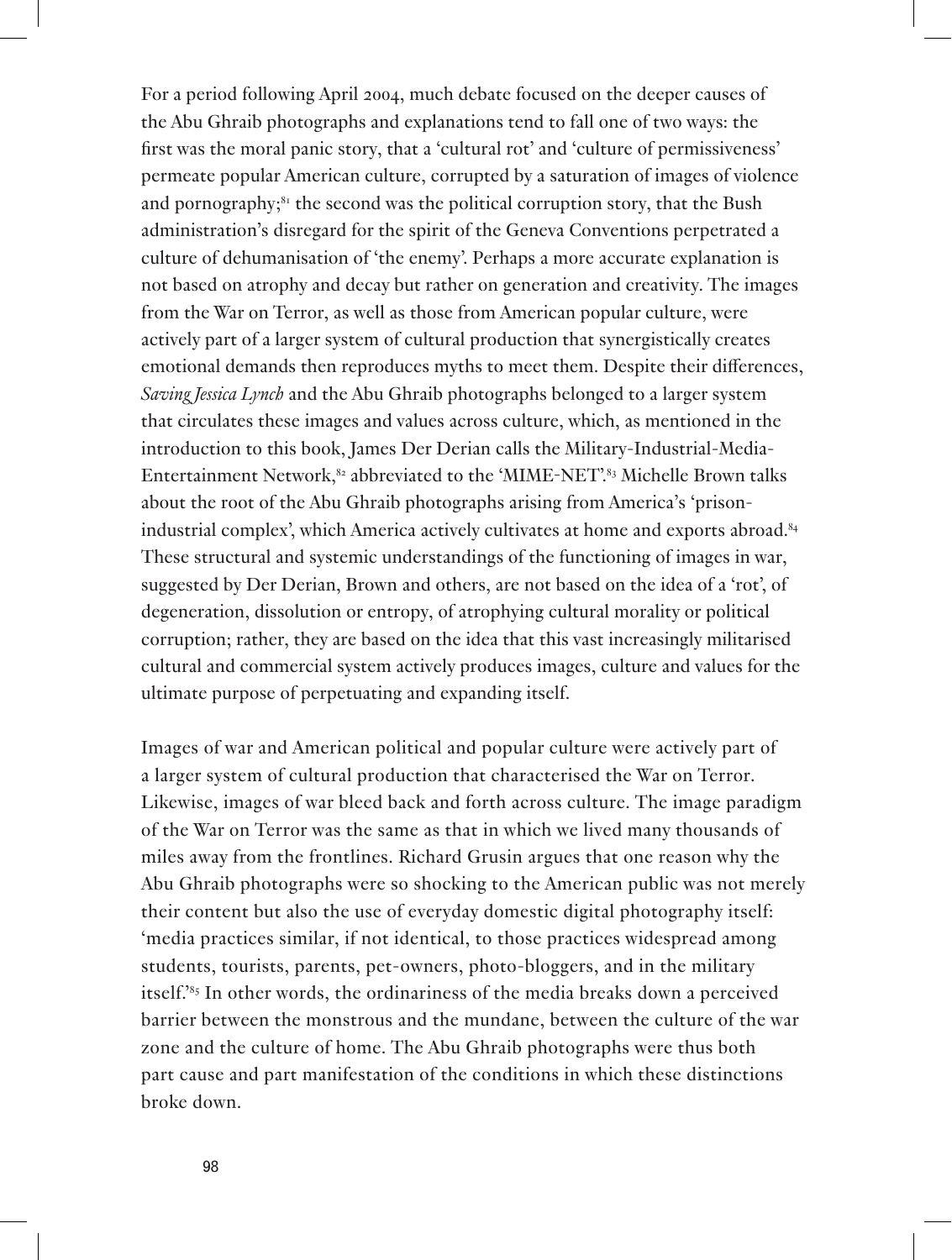For a period following April 2004, much debate focused on the deeper causes of the Abu Ghraib photographs and explanations tend to fall one of two ways: the first was the moral panic story, that a 'cultural rot' and 'culture of permissiveness' permeate popular American culture, corrupted by a saturation of images of violence and pornography;[81] the second was the political corruption story, that the Bush administration's disregard for the spirit of the Geneva Conventions perpetrated a culture of dehumanisation of 'the enemy'. Perhaps a more accurate explanation is not based on atrophy and decay but rather on generation and creativity. The images from the War on Terror, as well as those from American popular culture, were actively part of a larger system of cultural production that synergistically creates emotional demands then reproduces myths to meet them. Despite their differences, *Saving Jessica Lynch* and the Abu Ghraib photographs belonged to a larger system that circulates these images and values across culture, which, as mentioned in the introduction to this book, James Der Derian calls the Military-Industrial-Media-Entertainment Network,[82] abbreviated to the 'MIME-NET'.[83] Michelle Brown talks about the root of the Abu Ghraib photographs arising from America's 'prison-industrial complex', which America actively cultivates at home and exports abroad.[84] These structural and systemic understandings of the functioning of images in war, suggested by Der Derian, Brown and others, are not based on the idea of a 'rot', of degeneration, dissolution or entropy, of atrophying cultural morality or political corruption; rather, they are based on the idea that this vast increasingly militarised cultural and commercial system actively produces images, culture and values for the ultimate purpose of perpetuating and expanding itself.

Images of war and American political and popular culture were actively part of a larger system of cultural production that characterised the War on Terror. Likewise, images of war bleed back and forth across culture. The image paradigm of the War on Terror was the same as that in which we lived many thousands of miles away from the frontlines. Richard Grusin argues that one reason why the Abu Ghraib photographs were so shocking to the American public was not merely their content but also the use of everyday domestic digital photography itself: 'media practices similar, if not identical, to those practices widespread among students, tourists, parents, pet-owners, photo-bloggers, and in the military itself.'[85] In other words, the ordinariness of the media breaks down a perceived barrier between the monstrous and the mundane, between the culture of the war zone and the culture of home. The Abu Ghraib photographs were thus both part cause and part manifestation of the conditions in which these distinctions broke down.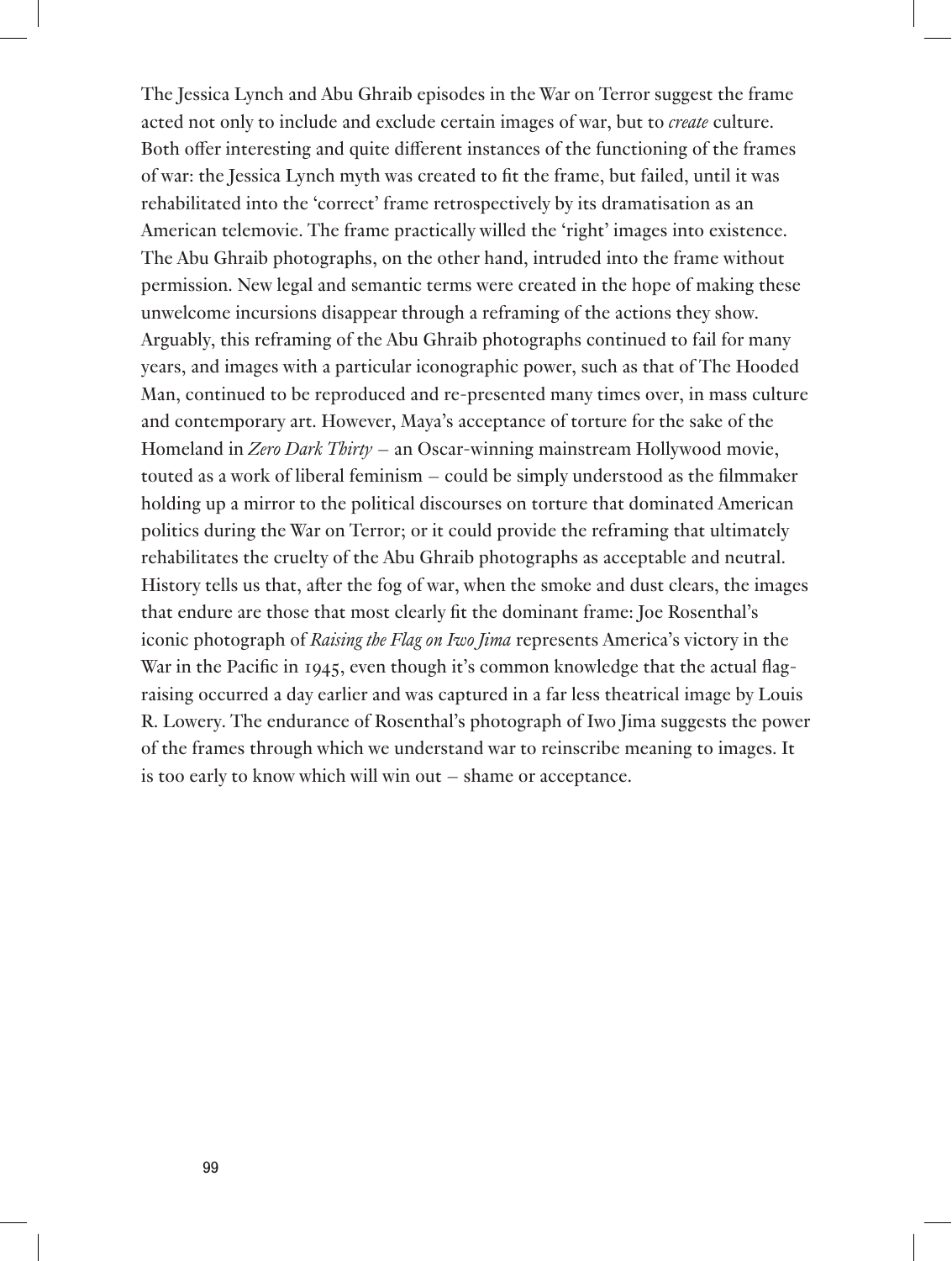The Jessica Lynch and Abu Ghraib episodes in the War on Terror suggest the frame acted not only to include and exclude certain images of war, but to *create* culture. Both offer interesting and quite different instances of the functioning of the frames of war: the Jessica Lynch myth was created to fit the frame, but failed, until it was rehabilitated into the 'correct' frame retrospectively by its dramatisation as an American telemovie. The frame practically willed the 'right' images into existence. The Abu Ghraib photographs, on the other hand, intruded into the frame without permission. New legal and semantic terms were created in the hope of making these unwelcome incursions disappear through a reframing of the actions they show. Arguably, this reframing of the Abu Ghraib photographs continued to fail for many years, and images with a particular iconographic power, such as that of The Hooded Man, continued to be reproduced and re-presented many times over, in mass culture and contemporary art. However, Maya's acceptance of torture for the sake of the Homeland in *Zero Dark Thirty* – an Oscar-winning mainstream Hollywood movie, touted as a work of liberal feminism – could be simply understood as the filmmaker holding up a mirror to the political discourses on torture that dominated American politics during the War on Terror; or it could provide the reframing that ultimately rehabilitates the cruelty of the Abu Ghraib photographs as acceptable and neutral. History tells us that, after the fog of war, when the smoke and dust clears, the images that endure are those that most clearly fit the dominant frame: Joe Rosenthal's iconic photograph of *Raising the Flag on Iwo Jima* represents America's victory in the War in the Pacific in 1945, even though it's common knowledge that the actual flag-raising occurred a day earlier and was captured in a far less theatrical image by Louis R. Lowery. The endurance of Rosenthal's photograph of Iwo Jima suggests the power of the frames through which we understand war to reinscribe meaning to images. It is too early to know which will win out – shame or acceptance.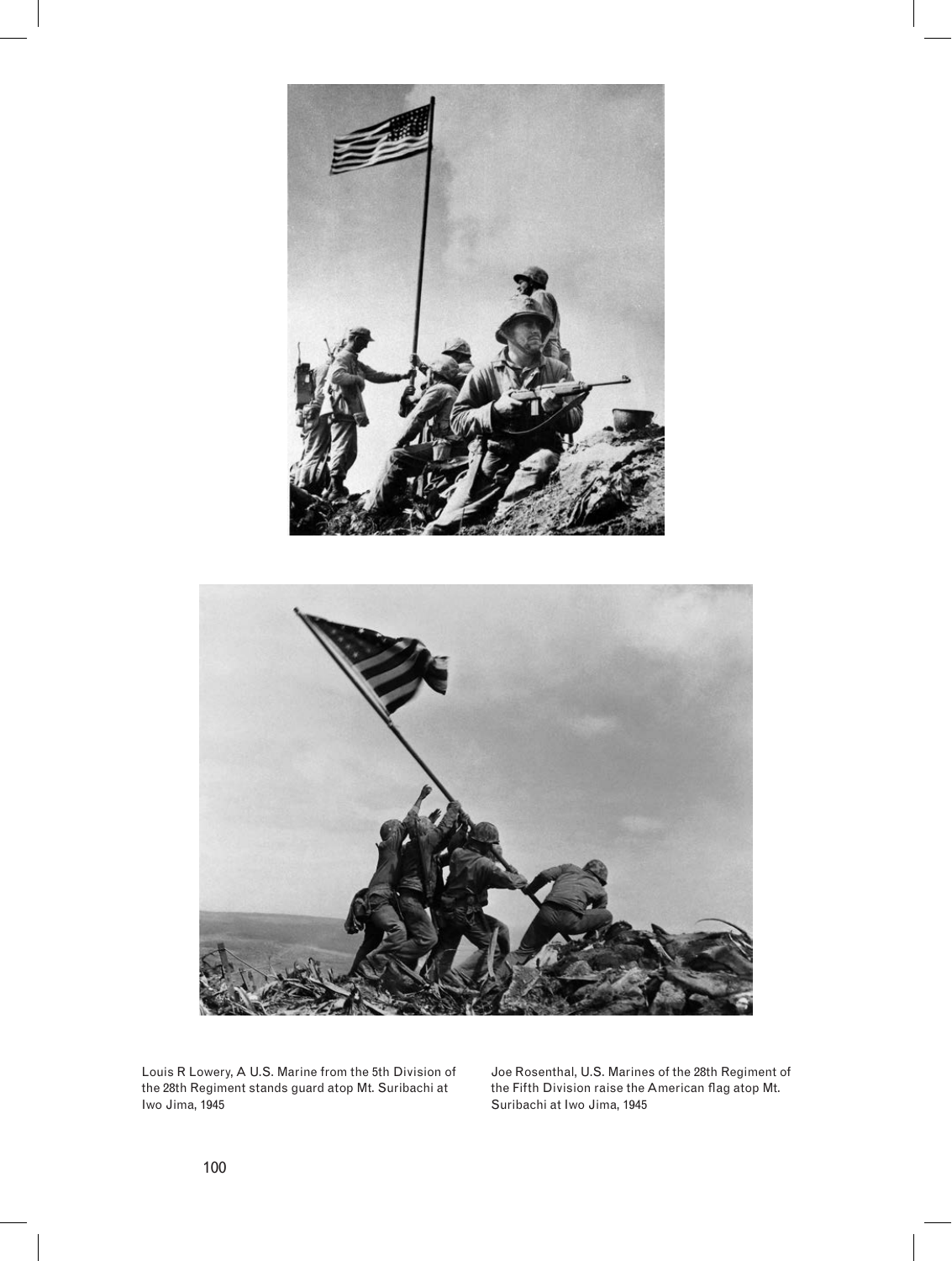Louis R Lowery, A U.S. Marine from the 5th Division of the 28th Regiment stands guard atop Mt. Suribachi at Iwo Jima, 1945

Joe Rosenthal, U.S. Marines of the 28th Regiment of the Fifth Division raise the American flag atop Mt. Suribachi at Iwo Jima, 1945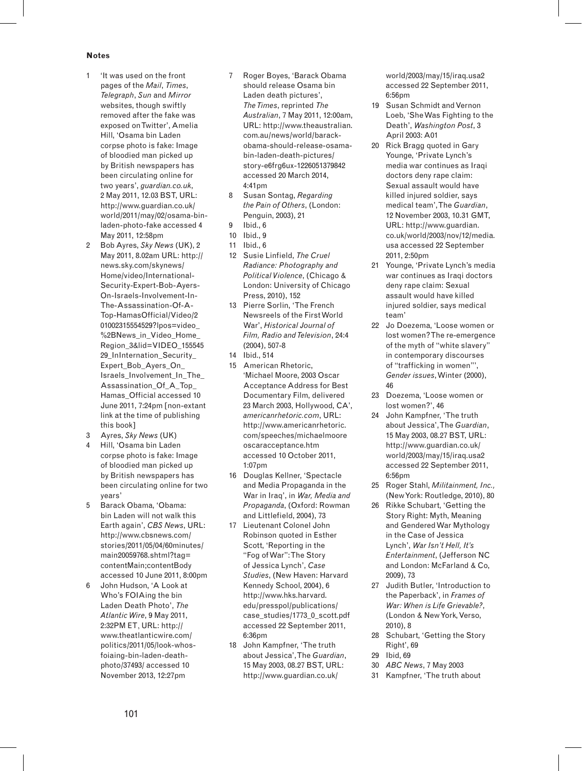**Notes**

1. 'It was used on the front pages of the *Mail*, *Times*, *Telegraph*, *Sun* and *Mirror* websites, though swiftly removed after the fake was exposed on Twitter', Amelia Hill, 'Osama bin Laden corpse photo is fake: Image of bloodied man picked up by British newspapers has been circulating online for two years', *guardian.co.uk*, 2 May 2011, 12.03 BST, URL: http://www.guardian.co.uk/world/2011/may/02/osama-bin-laden-photo-fake accessed 4 May 2011, 12:58pm
2. Bob Ayres, *Sky News* (UK), 2 May 2011, 8.02am URL: http://news.sky.com/skynews/Home/video/International-Security-Expert-Bob-Ayers-On-Israels-Involvement-In-The-Assassination-Of-A-Top-HamasOfficial/Video/201002315554529?lpos=video_%2BNews_in_Video_Home_Region_3&lid=VIDEO_15554529_InInternation_Security_Expert_Bob_Ayers_On_Israels_Involvement_In_The_Assassination_Of_A_Top_Hamas_Official accessed 10 June 2011, 7:24pm [non-extant link at the time of publishing this book]
3. Ayres, *Sky News* (UK)
4. Hill, 'Osama bin Laden corpse photo is fake: Image of bloodied man picked up by British newspapers has been circulating online for two years'
5. Barack Obama, 'Obama: bin Laden will not walk this Earth again', *CBS News*, URL: http://www.cbsnews.com/stories/2011/05/04/60minutes/main20059768.shtml?tag=contentMain;contentBody accessed 10 June 2011, 8:00pm
6. John Hudson, 'A Look at Who's FOIAing the bin Laden Death Photo', *The Atlantic Wire*, 9 May 2011, 2:32PM ET, URL: http://www.theatlanticwire.com/politics/2011/05/look-whos-foiaing-bin-laden-death-photo/37493/ accessed 10 November 2013, 12:27pm
7. Roger Boyes, 'Barack Obama should release Osama bin Laden death pictures', *The Times*, reprinted *The Australian*, 7 May 2011, 12:00am, URL: http://www.theaustralian.com.au/news/world/barack-obama-should-release-osama-bin-laden-death-pictures/story-e6frg6ux-1226051379842 accessed 20 March 2014, 4:41pm
8. Susan Sontag, *Regarding the Pain of Others*, (London: Penguin, 2003), 21
9. Ibid., 6
10. Ibid., 9
11. Ibid., 6
12. Susie Linfield, *The Cruel Radiance: Photography and Political Violence*, (Chicago & London: University of Chicago Press, 2010), 152
13. Pierre Sorlin, 'The French Newsreels of the First World War', *Historical Journal of Film, Radio and Television*, 24:4 (2004), 507-8
14. Ibid., 514
15. American Rhetoric, 'Michael Moore, 2003 Oscar Acceptance Address for Best Documentary Film, delivered 23 March 2003, Hollywood, CA', *americanrhetoric.com*, URL: http://www.americanrhetoric.com/speeches/michaelmooreoscaracceptance.htm accessed 10 October 2011, 1:07pm
16. Douglas Kellner, 'Spectacle and Media Propaganda in the War in Iraq', in *War, Media and Propaganda*, (Oxford: Rowman and Littlefield, 2004), 73
17. Lieutenant Colonel John Robinson quoted in Esther Scott, 'Reporting in the "Fog of War": The Story of Jessica Lynch', *Case Studies*, (New Haven: Harvard Kennedy School, 2004), 6 http://www.hks.harvard.edu/presspol/publications/case_studies/1773_0_scott.pdf accessed 22 September 2011, 6:36pm
18. John Kampfner, 'The truth about Jessica', The *Guardian*, 15 May 2003, 08.27 BST, URL: http://www.guardian.co.uk/world/2003/may/15/iraq.usa2 accessed 22 September 2011, 6:56pm
19. Susan Schmidt and Vernon Loeb, 'She Was Fighting to the Death', *Washington Post*, 3 April 2003: A01
20. Rick Bragg quoted in Gary Younge, 'Private Lynch's media war continues as Iraqi doctors deny rape claim: Sexual assault would have killed injured soldier, says medical team', The *Guardian*, 12 November 2003, 10.31 GMT, URL: http://www.guardian.co.uk/world/2003/nov/12/media.usa accessed 22 September 2011, 2:50pm
21. Younge, 'Private Lynch's media war continues as Iraqi doctors deny rape claim: Sexual assault would have killed injured soldier, says medical team'
22. Jo Doezema, 'Loose women or lost women? The re-emergence of the myth of "white slavery" in contemporary discourses of "trafficking in women"', *Gender issues*, Winter (2000), 46
23. Doezema, 'Loose women or lost women?', 46
24. John Kampfner, 'The truth about Jessica', The *Guardian*, 15 May 2003, 08.27 BST, URL: http://www.guardian.co.uk/world/2003/may/15/iraq.usa2 accessed 22 September 2011, 6:56pm
25. Roger Stahl, *Militainment, Inc.,* (New York: Routledge, 2010), 80
26. Rikke Schubart, 'Getting the Story Right: Myth, Meaning and Gendered War Mythology in the Case of Jessica Lynch', *War Isn't Hell, It's Entertainment*, (Jefferson NC and London: McFarland & Co, 2009), 73
27. Judith Butler, 'Introduction to the Paperback', in *Frames of War: When is Life Grievable?*, (London & New York, Verso, 2010), 8
28. Schubart, 'Getting the Story Right', 69
29. Ibid, 69
30. *ABC News*, 7 May 2003
31. Kampfner, 'The truth about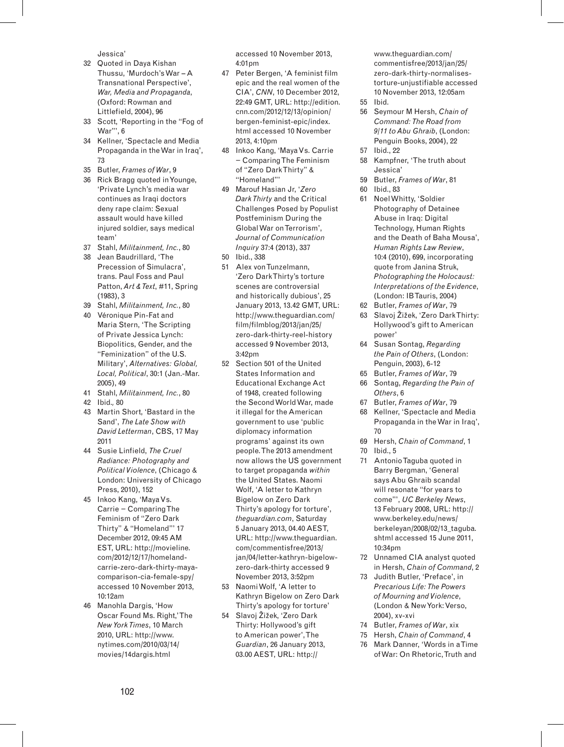Jessica'

32 Quoted in Daya Kishan Thussu, 'Murdoch's War – A Transnational Perspective', *War, Media and Propaganda*, (Oxford: Rowman and Littlefield, 2004), 96
33 Scott, 'Reporting in the "Fog of War"', 6
34 Kellner, 'Spectacle and Media Propaganda in the War in Iraq', 73
35 Butler, *Frames of War*, 9
36 Rick Bragg quoted in Younge, 'Private Lynch's media war continues as Iraqi doctors deny rape claim: Sexual assault would have killed injured soldier, says medical team'
37 Stahl, *Militainment, Inc.*, 80
38 Jean Baudrillard, 'The Precession of Simulacra', trans. Paul Foss and Paul Patton, *Art & Text*, #11, Spring (1983), 3
39 Stahl, *Militainment, Inc.*, 80
40 Véronique Pin-Fat and Maria Stern, 'The Scripting of Private Jessica Lynch: Biopolitics, Gender, and the "Feminization" of the U.S. Military', *Alternatives: Global, Local, Political*, 30:1 (Jan.-Mar. 2005), 49
41 Stahl, *Militainment, Inc.*, 80
42 Ibid., 80
43 Martin Short, 'Bastard in the Sand', *The Late Show with David Letterman*, CBS, 17 May 2011
44 Susie Linfield, *The Cruel Radiance: Photography and Political Violence*, (Chicago & London: University of Chicago Press, 2010), 152
45 Inkoo Kang, 'Maya Vs. Carrie – Comparing The Feminism of "Zero Dark Thirty" & "Homeland"' 17 December 2012, 09:45 AM EST, URL: http://movieline.com/2012/12/17/homeland-carrie-zero-dark-thirty-maya-comparison-cia-female-spy/ accessed 10 November 2013, 10:12am
46 Manohla Dargis, 'How Oscar Found Ms. Right,' The *New York Times*, 10 March 2010, URL: http://www.nytimes.com/2010/03/14/movies/14dargis.html accessed 10 November 2013, 4:01pm
47 Peter Bergen, 'A feminist film epic and the real women of the CIA', *CNN*, 10 December 2012, 22:49 GMT, URL: http://edition.cnn.com/2012/12/13/opinion/bergen-feminist-epic/index.html accessed 10 November 2013, 4:10pm
48 Inkoo Kang, 'Maya Vs. Carrie – Comparing The Feminism of "Zero Dark Thirty" & "Homeland"'
49 Marouf Hasian Jr, '*Zero Dark Thirty* and the Critical Challenges Posed by Populist Postfeminism During the Global War on Terrorism', *Journal of Communication Inquiry* 37:4 (2013), 337
50 Ibid., 338
51 Alex von Tunzelmann, 'Zero Dark Thirty's torture scenes are controversial and historically dubious', 25 January 2013, 13.42 GMT, URL: http://www.theguardian.com/film/filmblog/2013/jan/25/zero-dark-thirty-reel-history accessed 9 November 2013, 3:42pm
52 Section 501 of the United States Information and Educational Exchange Act of 1948, created following the Second World War, made it illegal for the American government to use 'public diplomacy information programs' against its own people. The 2013 amendment now allows the US government to target propaganda *within* the United States. Naomi Wolf, 'A letter to Kathryn Bigelow on Zero Dark Thirty's apology for torture', *theguardian.com*, Saturday 5 January 2013, 04.40 AEST, URL: http://www.theguardian.com/commentisfree/2013/jan/04/letter-kathryn-bigelow-zero-dark-thirty accessed 9 November 2013, 3:52pm
53 Naomi Wolf, 'A letter to Kathryn Bigelow on Zero Dark Thirty's apology for torture'
54 Slavoj Žižek, 'Zero Dark Thirty: Hollywood's gift to American power', The *Guardian*, 26 January 2013, 03.00 AEST, URL: http://www.theguardian.com/commentisfree/2013/jan/25/zero-dark-thirty-normalises-torture-unjustifiable accessed 10 November 2013, 12:05am
55 Ibid.
56 Seymour M Hersh, *Chain of Command: The Road from 9/11 to Abu Ghraib*, (London: Penguin Books, 2004), 22
57 Ibid., 22
58 Kampfner, 'The truth about Jessica'
59 Butler, *Frames of War*, 81
60 Ibid., 83
61 Noel Whitty, 'Soldier Photography of Detainee Abuse in Iraq: Digital Technology, Human Rights and the Death of Baha Mousa', *Human Rights Law Review*, 10:4 (2010), 699, incorporating quote from Janina Struk, *Photographing the Holocaust: Interpretations of the Evidence*, (London: IB Tauris, 2004)
62 Butler, *Frames of War*, 79
63 Slavoj Žižek, 'Zero Dark Thirty: Hollywood's gift to American power'
64 Susan Sontag, *Regarding the Pain of Others*, (London: Penguin, 2003), 6-12
65 Butler, *Frames of War*, 79
66 Sontag, *Regarding the Pain of Others*, 6
67 Butler, *Frames of War*, 79
68 Kellner, 'Spectacle and Media Propaganda in the War in Iraq', 70
69 Hersh, *Chain of Command*, 1
70 Ibid., 5
71 Antonio Taguba quoted in Barry Bergman, 'General says Abu Ghraib scandal will resonate "for years to come"', *UC Berkeley News*, 13 February 2008, URL: http://www.berkeley.edu/news/berkeleyan/2008/02/13_taguba.shtml accessed 15 June 2011, 10:34pm
72 Unnamed CIA analyst quoted in Hersh, *Chain of Command*, 2
73 Judith Butler, 'Preface', in *Precarious Life: The Powers of Mourning and Violence*, (London & New York: Verso, 2004), xv-xvi
74 Butler, *Frames of War*, xix
75 Hersh, *Chain of Command*, 4
76 Mark Danner, 'Words in a Time of War: On Rhetoric, Truth and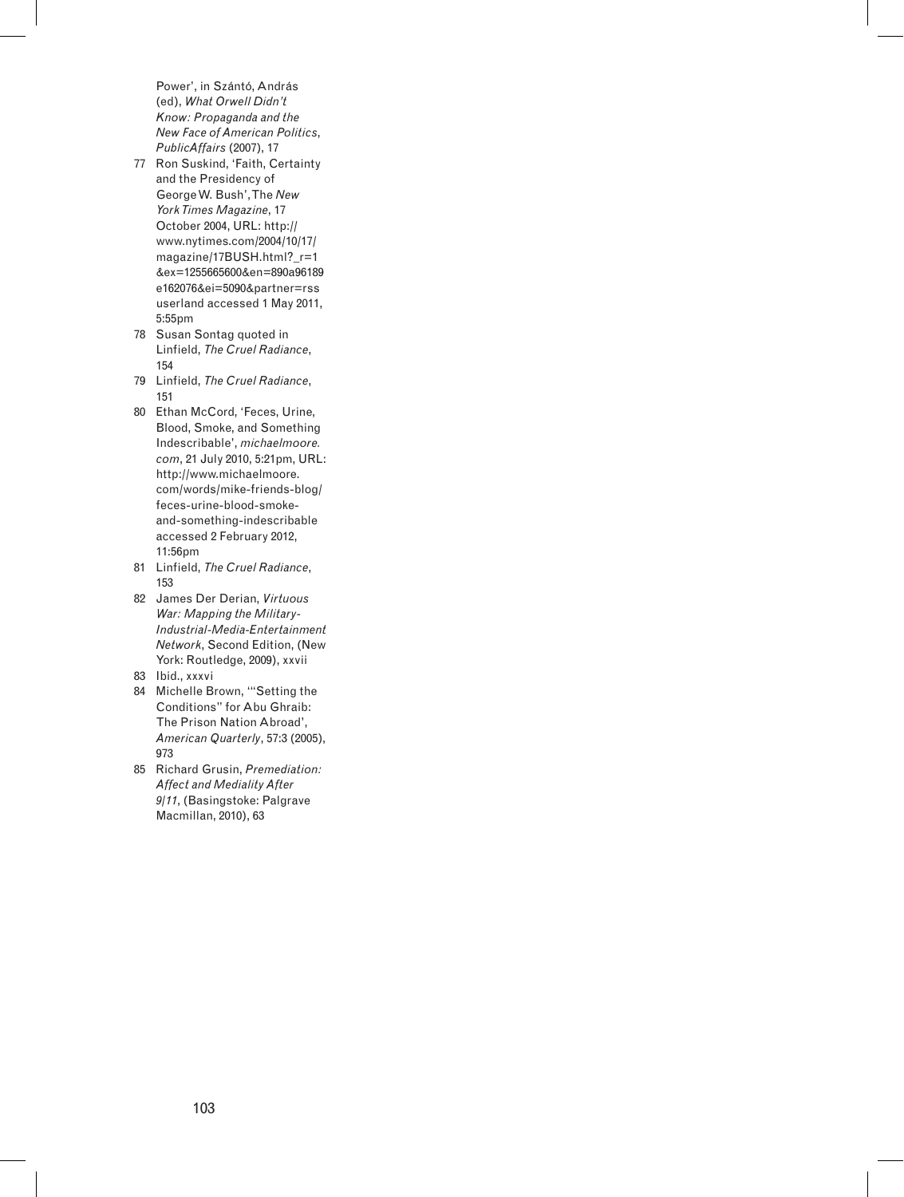Power', in Szántó, András (ed), *What Orwell Didn't Know: Propaganda and the New Face of American Politics*, *PublicAffairs* (2007), 17

77 Ron Suskind, 'Faith, Certainty and the Presidency of George W. Bush', The *New York Times Magazine*, 17 October 2004, URL: http://www.nytimes.com/2004/10/17/magazine/17BUSH.html?_r=1&ex=1255665600&en=890a96189e162076&ei=5090&partner=rssuserland accessed 1 May 2011, 5:55pm

78 Susan Sontag quoted in Linfield, *The Cruel Radiance*, 154

79 Linfield, *The Cruel Radiance*, 151

80 Ethan McCord, 'Feces, Urine, Blood, Smoke, and Something Indescribable', *michaelmoore.com*, 21 July 2010, 5:21pm, URL: http://www.michaelmoore.com/words/mike-friends-blog/feces-urine-blood-smoke-and-something-indescribable accessed 2 February 2012, 11:56pm

81 Linfield, *The Cruel Radiance*, 153

82 James Der Derian, *Virtuous War: Mapping the Military-Industrial-Media-Entertainment Network*, Second Edition, (New York: Routledge, 2009), xxvii

83 Ibid., xxxvi

84 Michelle Brown, '"Setting the Conditions" for Abu Ghraib: The Prison Nation Abroad', *American Quarterly*, 57:3 (2005), 973

85 Richard Grusin, *Premediation: Affect and Mediality After 9/11*, (Basingstoke: Palgrave Macmillan, 2010), 63